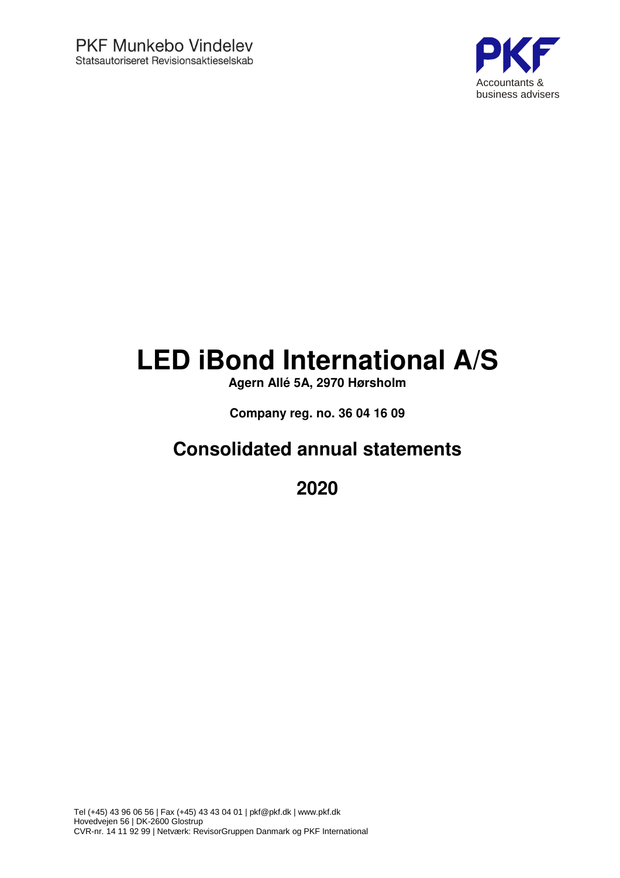PKF Munkebo Vindelev
Statsautoriseret Revisionsaktieselskab

PKF
Accountants & business advisers

# LED iBond International A/S

**Agern Allé 5A, 2970 Hørsholm**

**Company reg. no. 36 04 16 09**

## Consolidated annual statements

## 2020

Tel (+45) 43 96 06 56 | Fax (+45) 43 43 04 01 | pkf@pkf.dk | www.pkf.dk
Hovedvejen 56 | DK-2600 Glostrup
CVR-nr. 14 11 92 99 | Netværk: RevisorGruppen Danmark og PKF International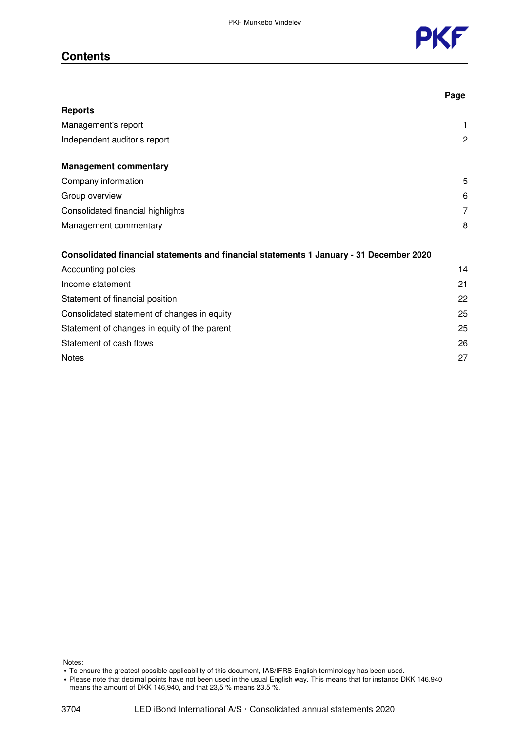# Contents

| | Page |
|---|---|
| **Reports** | |
| Management's report | 1 |
| Independent auditor's report | 2 |
| | |
| **Management commentary** | |
| Company information | 5 |
| Group overview | 6 |
| Consolidated financial highlights | 7 |
| Management commentary | 8 |
| | |
| **Consolidated financial statements and financial statements 1 January - 31 December 2020** | |
| Accounting policies | 14 |
| Income statement | 21 |
| Statement of financial position | 22 |
| Consolidated statement of changes in equity | 25 |
| Statement of changes in equity of the parent | 25 |
| Statement of cash flows | 26 |
| Notes | 27 |

Notes:

- To ensure the greatest possible applicability of this document, IAS/IFRS English terminology has been used.
- Please note that decimal points have not been used in the usual English way. This means that for instance DKK 146.940 means the amount of DKK 146,940, and that 23,5 % means 23.5 %.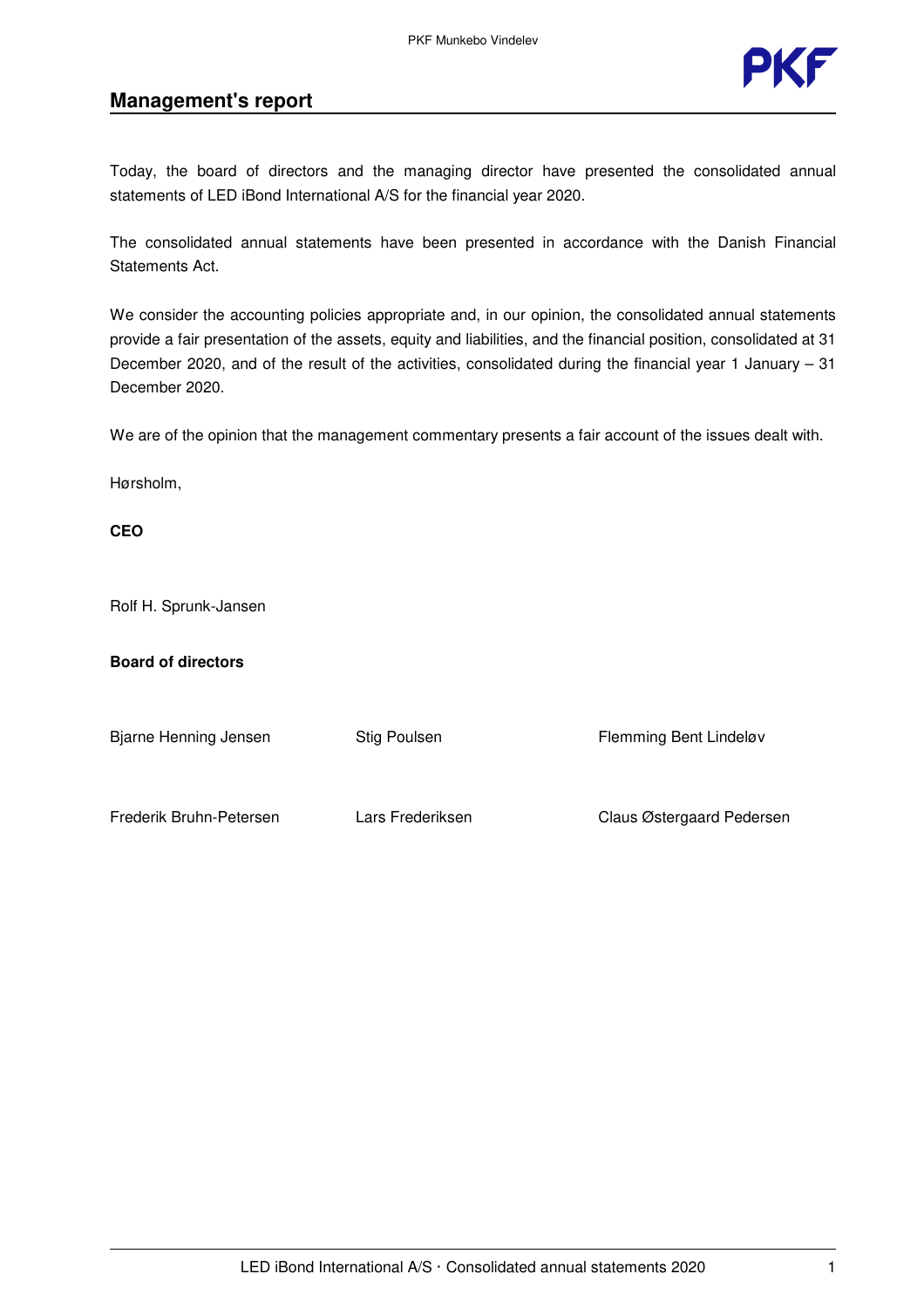## Management's report

Today, the board of directors and the managing director have presented the consolidated annual statements of LED iBond International A/S for the financial year 2020.

The consolidated annual statements have been presented in accordance with the Danish Financial Statements Act.

We consider the accounting policies appropriate and, in our opinion, the consolidated annual statements provide a fair presentation of the assets, equity and liabilities, and the financial position, consolidated at 31 December 2020, and of the result of the activities, consolidated during the financial year 1 January – 31 December 2020.

We are of the opinion that the management commentary presents a fair account of the issues dealt with.

Hørsholm,

**CEO**

Rolf H. Sprunk-Jansen

**Board of directors**

| | | |
|---|---|---|
| Bjarne Henning Jensen | Stig Poulsen | Flemming Bent Lindeløv |
| Frederik Bruhn-Petersen | Lars Frederiksen | Claus Østergaard Pedersen |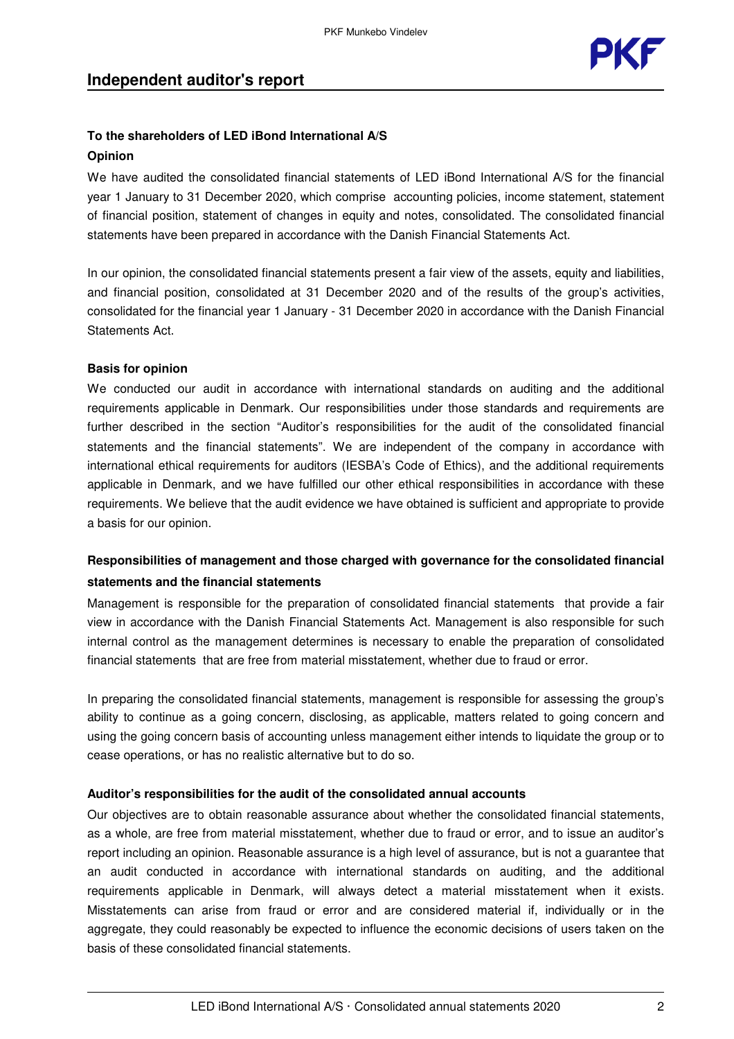# Independent auditor's report

**To the shareholders of LED iBond International A/S**

**Opinion**

We have audited the consolidated financial statements of LED iBond International A/S for the financial year 1 January to 31 December 2020, which comprise accounting policies, income statement, statement of financial position, statement of changes in equity and notes, consolidated. The consolidated financial statements have been prepared in accordance with the Danish Financial Statements Act.

In our opinion, the consolidated financial statements present a fair view of the assets, equity and liabilities, and financial position, consolidated at 31 December 2020 and of the results of the group's activities, consolidated for the financial year 1 January - 31 December 2020 in accordance with the Danish Financial Statements Act.

**Basis for opinion**

We conducted our audit in accordance with international standards on auditing and the additional requirements applicable in Denmark. Our responsibilities under those standards and requirements are further described in the section "Auditor's responsibilities for the audit of the consolidated financial statements and the financial statements". We are independent of the company in accordance with international ethical requirements for auditors (IESBA's Code of Ethics), and the additional requirements applicable in Denmark, and we have fulfilled our other ethical responsibilities in accordance with these requirements. We believe that the audit evidence we have obtained is sufficient and appropriate to provide a basis for our opinion.

**Responsibilities of management and those charged with governance for the consolidated financial statements and the financial statements**

Management is responsible for the preparation of consolidated financial statements that provide a fair view in accordance with the Danish Financial Statements Act. Management is also responsible for such internal control as the management determines is necessary to enable the preparation of consolidated financial statements that are free from material misstatement, whether due to fraud or error.

In preparing the consolidated financial statements, management is responsible for assessing the group's ability to continue as a going concern, disclosing, as applicable, matters related to going concern and using the going concern basis of accounting unless management either intends to liquidate the group or to cease operations, or has no realistic alternative but to do so.

**Auditor's responsibilities for the audit of the consolidated annual accounts**

Our objectives are to obtain reasonable assurance about whether the consolidated financial statements, as a whole, are free from material misstatement, whether due to fraud or error, and to issue an auditor's report including an opinion. Reasonable assurance is a high level of assurance, but is not a guarantee that an audit conducted in accordance with international standards on auditing, and the additional requirements applicable in Denmark, will always detect a material misstatement when it exists. Misstatements can arise from fraud or error and are considered material if, individually or in the aggregate, they could reasonably be expected to influence the economic decisions of users taken on the basis of these consolidated financial statements.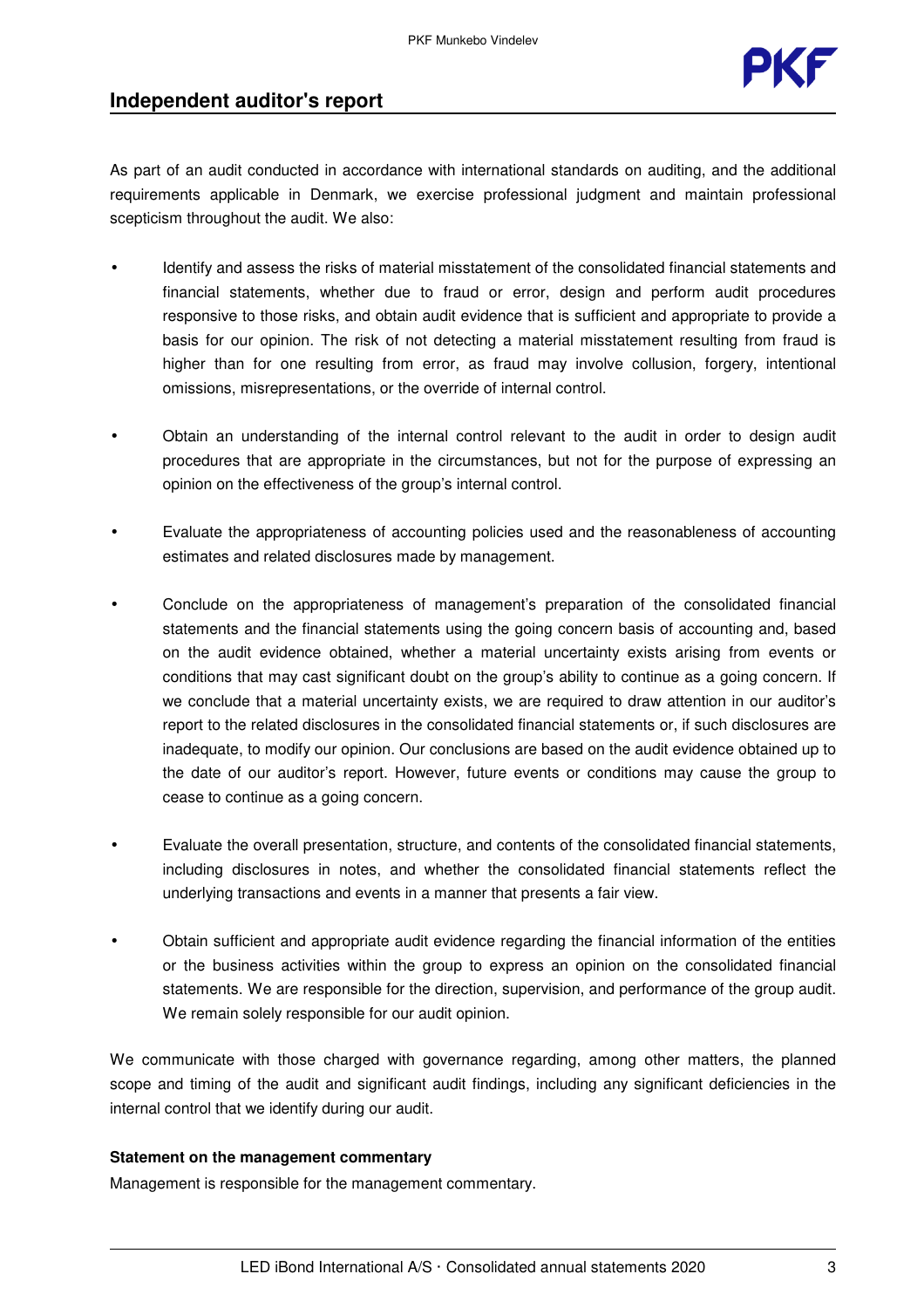## Independent auditor's report

As part of an audit conducted in accordance with international standards on auditing, and the additional requirements applicable in Denmark, we exercise professional judgment and maintain professional scepticism throughout the audit. We also:

- Identify and assess the risks of material misstatement of the consolidated financial statements and financial statements, whether due to fraud or error, design and perform audit procedures responsive to those risks, and obtain audit evidence that is sufficient and appropriate to provide a basis for our opinion. The risk of not detecting a material misstatement resulting from fraud is higher than for one resulting from error, as fraud may involve collusion, forgery, intentional omissions, misrepresentations, or the override of internal control.

- Obtain an understanding of the internal control relevant to the audit in order to design audit procedures that are appropriate in the circumstances, but not for the purpose of expressing an opinion on the effectiveness of the group's internal control.

- Evaluate the appropriateness of accounting policies used and the reasonableness of accounting estimates and related disclosures made by management.

- Conclude on the appropriateness of management's preparation of the consolidated financial statements and the financial statements using the going concern basis of accounting and, based on the audit evidence obtained, whether a material uncertainty exists arising from events or conditions that may cast significant doubt on the group's ability to continue as a going concern. If we conclude that a material uncertainty exists, we are required to draw attention in our auditor's report to the related disclosures in the consolidated financial statements or, if such disclosures are inadequate, to modify our opinion. Our conclusions are based on the audit evidence obtained up to the date of our auditor's report. However, future events or conditions may cause the group to cease to continue as a going concern.

- Evaluate the overall presentation, structure, and contents of the consolidated financial statements, including disclosures in notes, and whether the consolidated financial statements reflect the underlying transactions and events in a manner that presents a fair view.

- Obtain sufficient and appropriate audit evidence regarding the financial information of the entities or the business activities within the group to express an opinion on the consolidated financial statements. We are responsible for the direction, supervision, and performance of the group audit. We remain solely responsible for our audit opinion.

We communicate with those charged with governance regarding, among other matters, the planned scope and timing of the audit and significant audit findings, including any significant deficiencies in the internal control that we identify during our audit.

**Statement on the management commentary**

Management is responsible for the management commentary.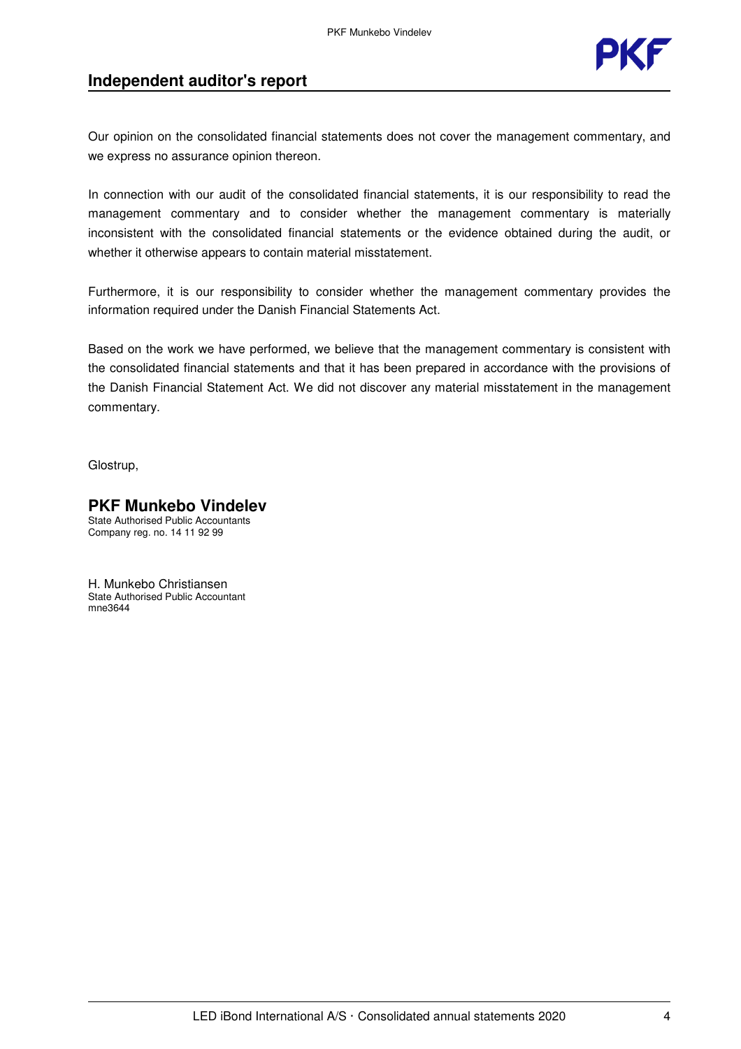## Independent auditor's report

Our opinion on the consolidated financial statements does not cover the management commentary, and we express no assurance opinion thereon.

In connection with our audit of the consolidated financial statements, it is our responsibility to read the management commentary and to consider whether the management commentary is materially inconsistent with the consolidated financial statements or the evidence obtained during the audit, or whether it otherwise appears to contain material misstatement.

Furthermore, it is our responsibility to consider whether the management commentary provides the information required under the Danish Financial Statements Act.

Based on the work we have performed, we believe that the management commentary is consistent with the consolidated financial statements and that it has been prepared in accordance with the provisions of the Danish Financial Statement Act. We did not discover any material misstatement in the management commentary.

Glostrup,

**PKF Munkebo Vindelev**
State Authorised Public Accountants
Company reg. no. 14 11 92 99

H. Munkebo Christiansen
State Authorised Public Accountant
mne3644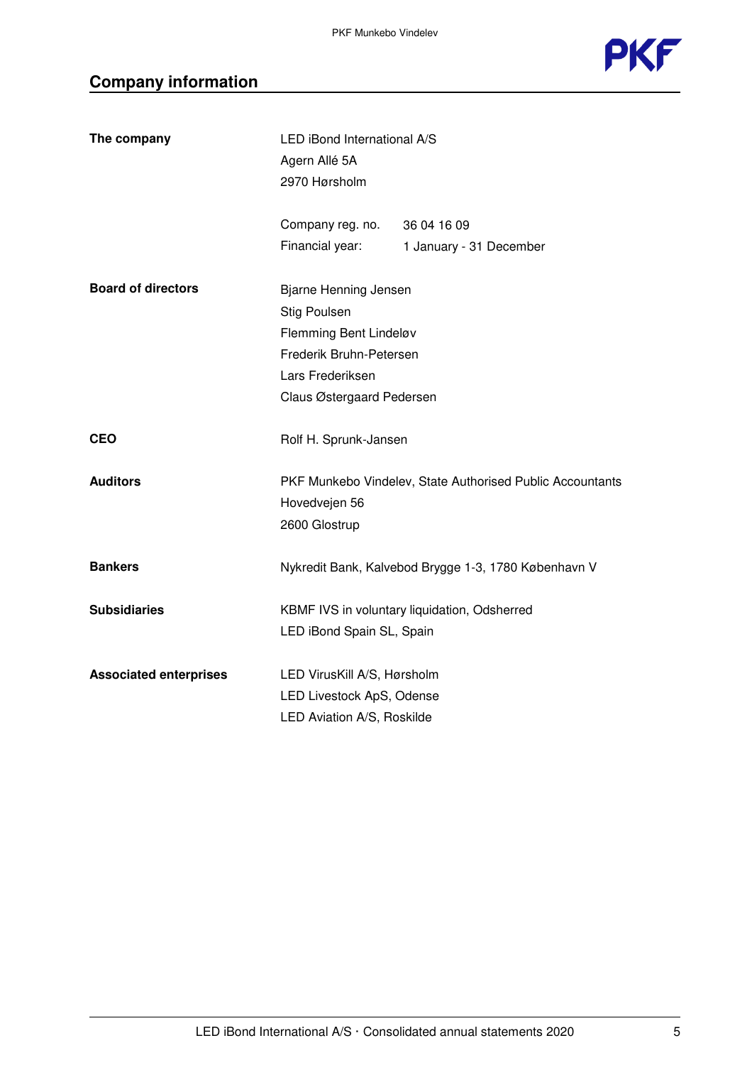## Company information

| | |
|---|---|
| **The company** | LED iBond International A/S<br>Agern Allé 5A<br>2970 Hørsholm |
| | Company reg. no. 36 04 16 09<br>Financial year: 1 January - 31 December |
| **Board of directors** | Bjarne Henning Jensen<br>Stig Poulsen<br>Flemming Bent Lindeløv<br>Frederik Bruhn-Petersen<br>Lars Frederiksen<br>Claus Østergaard Pedersen |
| **CEO** | Rolf H. Sprunk-Jansen |
| **Auditors** | PKF Munkebo Vindelev, State Authorised Public Accountants<br>Hovedvejen 56<br>2600 Glostrup |
| **Bankers** | Nykredit Bank, Kalvebod Brygge 1-3, 1780 København V |
| **Subsidiaries** | KBMF IVS in voluntary liquidation, Odsherred<br>LED iBond Spain SL, Spain |
| **Associated enterprises** | LED VirusKill A/S, Hørsholm<br>LED Livestock ApS, Odense<br>LED Aviation A/S, Roskilde |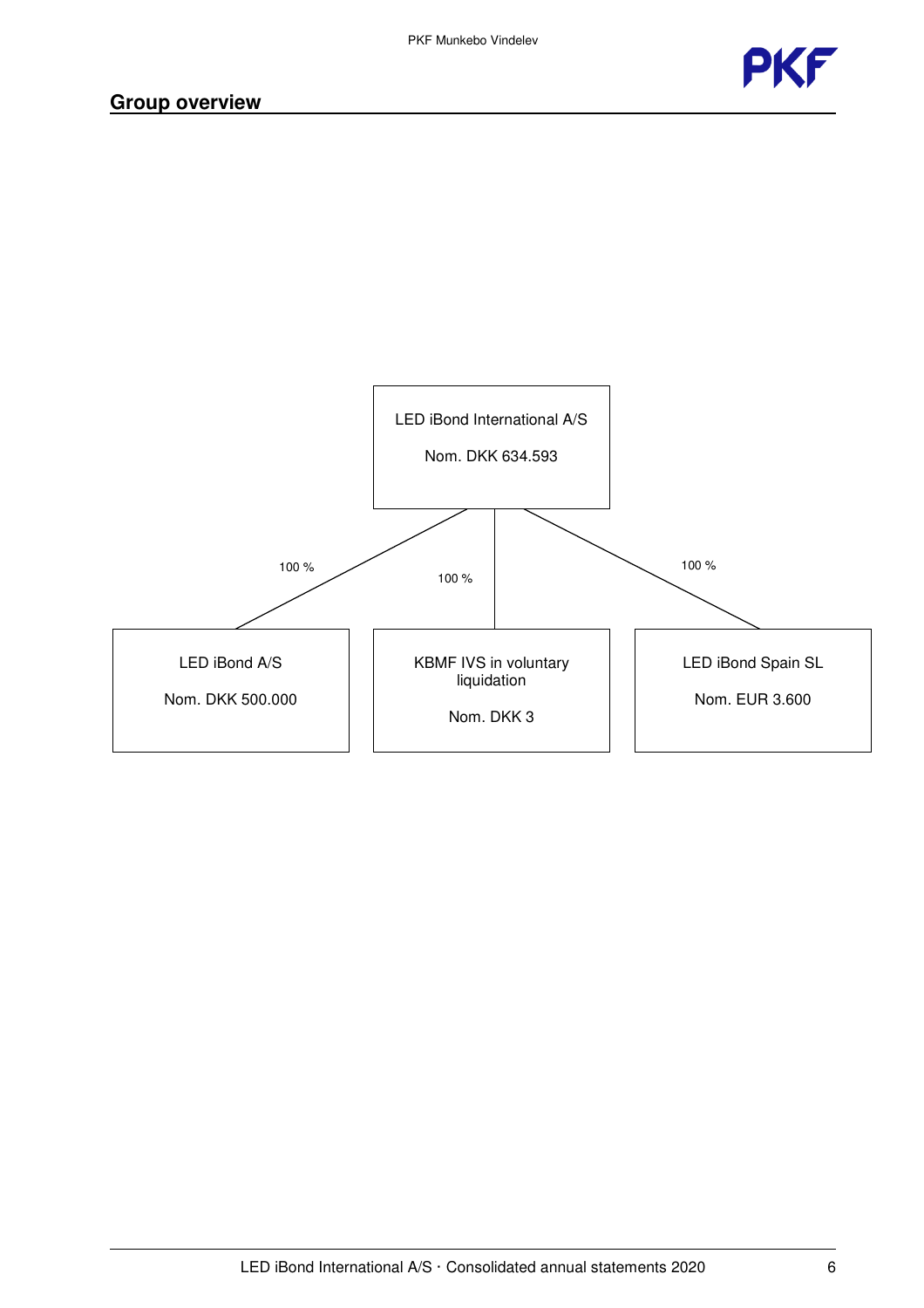## Group overview

LED iBond International A/S

Nom. DKK 634.593

- 100 % — LED iBond A/S, Nom. DKK 500.000
- 100 % — KBMF IVS in voluntary liquidation, Nom. DKK 3
- 100 % — LED iBond Spain SL, Nom. EUR 3.600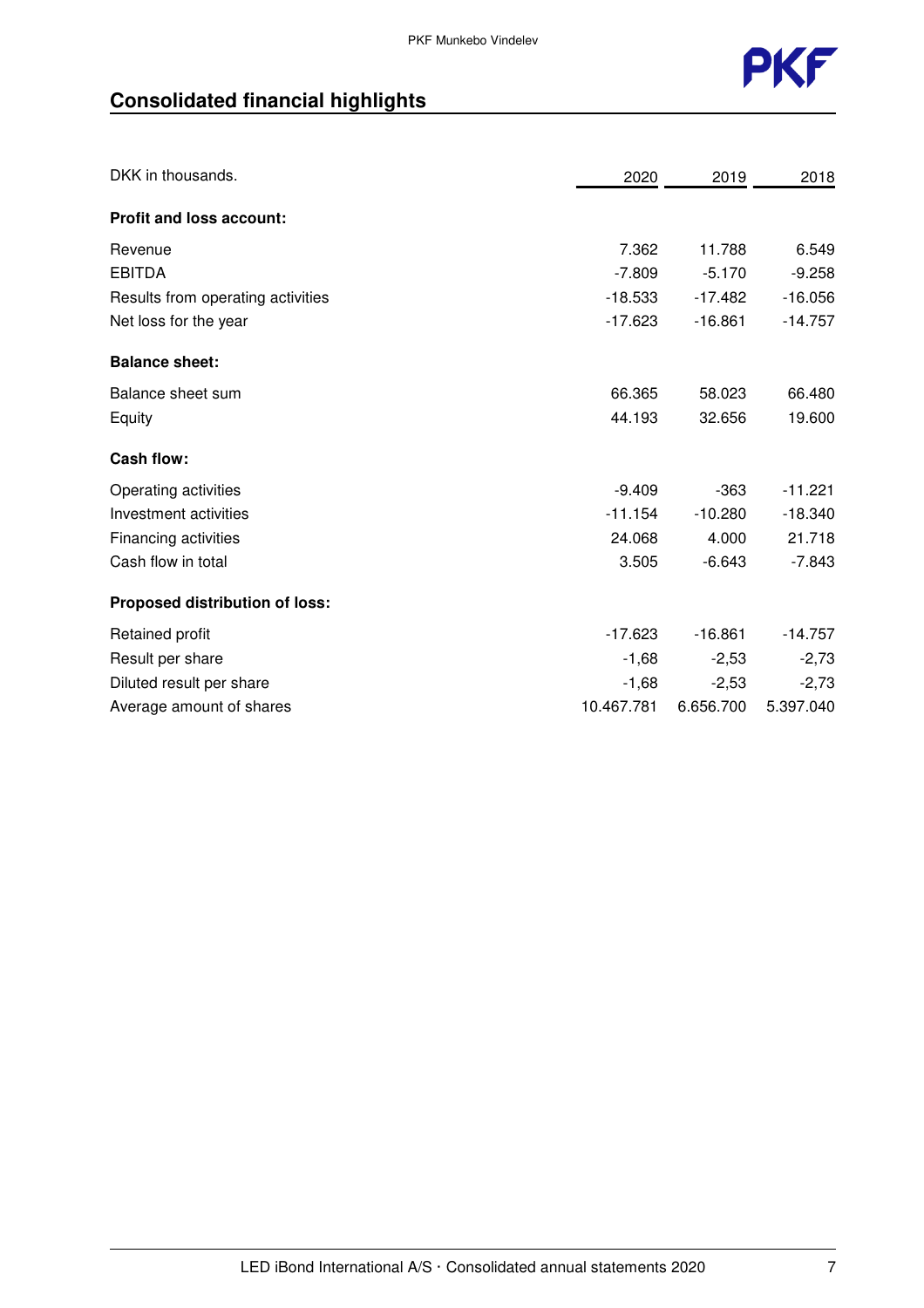## Consolidated financial highlights

| DKK in thousands. | 2020 | 2019 | 2018 |
|---|---|---|---|
| **Profit and loss account:** | | | |
| Revenue | 7.362 | 11.788 | 6.549 |
| EBITDA | -7.809 | -5.170 | -9.258 |
| Results from operating activities | -18.533 | -17.482 | -16.056 |
| Net loss for the year | -17.623 | -16.861 | -14.757 |
| **Balance sheet:** | | | |
| Balance sheet sum | 66.365 | 58.023 | 66.480 |
| Equity | 44.193 | 32.656 | 19.600 |
| **Cash flow:** | | | |
| Operating activities | -9.409 | -363 | -11.221 |
| Investment activities | -11.154 | -10.280 | -18.340 |
| Financing activities | 24.068 | 4.000 | 21.718 |
| Cash flow in total | 3.505 | -6.643 | -7.843 |
| **Proposed distribution of loss:** | | | |
| Retained profit | -17.623 | -16.861 | -14.757 |
| Result per share | -1,68 | -2,53 | -2,73 |
| Diluted result per share | -1,68 | -2,53 | -2,73 |
| Average amount of shares | 10.467.781 | 6.656.700 | 5.397.040 |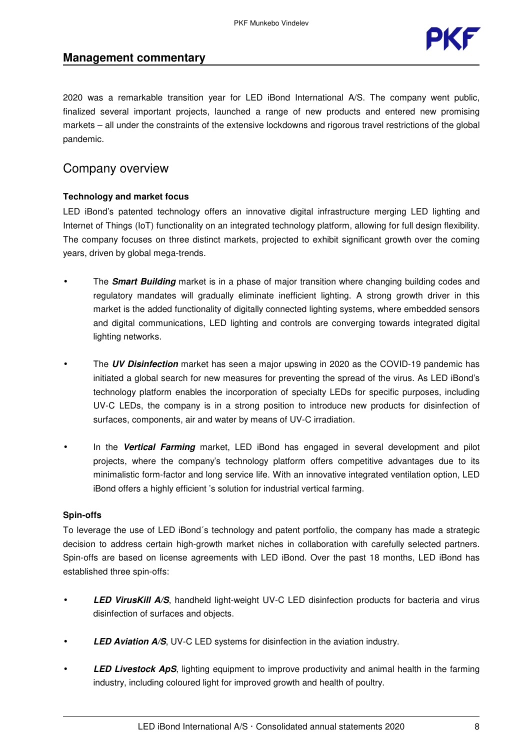## Management commentary

2020 was a remarkable transition year for LED iBond International A/S. The company went public, finalized several important projects, launched a range of new products and entered new promising markets – all under the constraints of the extensive lockdowns and rigorous travel restrictions of the global pandemic.

## Company overview

**Technology and market focus**

LED iBond's patented technology offers an innovative digital infrastructure merging LED lighting and Internet of Things (IoT) functionality on an integrated technology platform, allowing for full design flexibility. The company focuses on three distinct markets, projected to exhibit significant growth over the coming years, driven by global mega-trends.

- The ***Smart Building*** market is in a phase of major transition where changing building codes and regulatory mandates will gradually eliminate inefficient lighting. A strong growth driver in this market is the added functionality of digitally connected lighting systems, where embedded sensors and digital communications, LED lighting and controls are converging towards integrated digital lighting networks.

- The ***UV Disinfection*** market has seen a major upswing in 2020 as the COVID-19 pandemic has initiated a global search for new measures for preventing the spread of the virus. As LED iBond's technology platform enables the incorporation of specialty LEDs for specific purposes, including UV-C LEDs, the company is in a strong position to introduce new products for disinfection of surfaces, components, air and water by means of UV-C irradiation.

- In the ***Vertical Farming*** market, LED iBond has engaged in several development and pilot projects, where the company's technology platform offers competitive advantages due to its minimalistic form-factor and long service life. With an innovative integrated ventilation option, LED iBond offers a highly efficient 's solution for industrial vertical farming.

**Spin-offs**

To leverage the use of LED iBond´s technology and patent portfolio, the company has made a strategic decision to address certain high-growth market niches in collaboration with carefully selected partners. Spin-offs are based on license agreements with LED iBond. Over the past 18 months, LED iBond has established three spin-offs:

- ***LED VirusKill A/S***, handheld light-weight UV-C LED disinfection products for bacteria and virus disinfection of surfaces and objects.

- ***LED Aviation A/S***, UV-C LED systems for disinfection in the aviation industry.

- ***LED Livestock ApS***, lighting equipment to improve productivity and animal health in the farming industry, including coloured light for improved growth and health of poultry.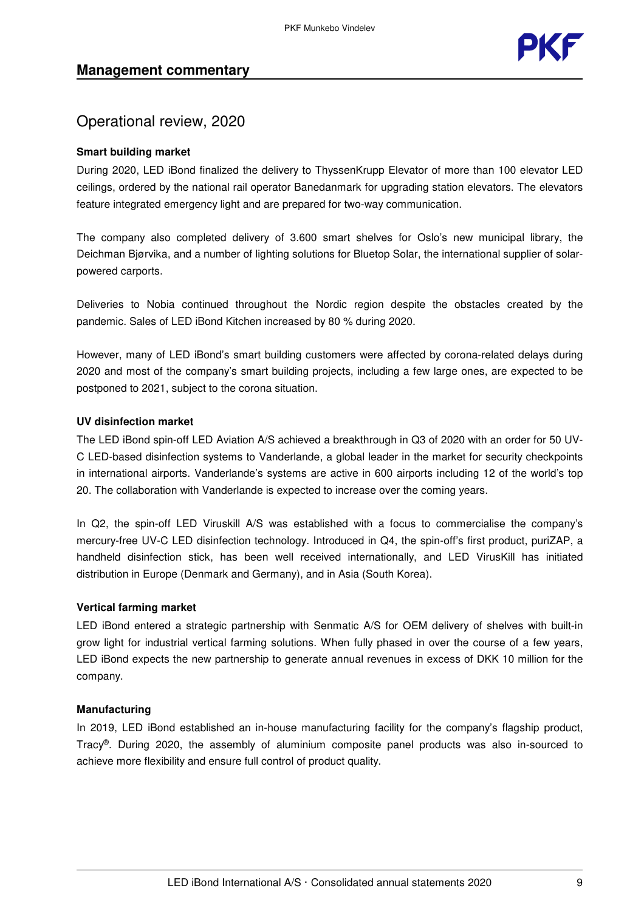## Management commentary

# Operational review, 2020

**Smart building market**

During 2020, LED iBond finalized the delivery to ThyssenKrupp Elevator of more than 100 elevator LED ceilings, ordered by the national rail operator Banedanmark for upgrading station elevators. The elevators feature integrated emergency light and are prepared for two-way communication.

The company also completed delivery of 3.600 smart shelves for Oslo's new municipal library, the Deichman Bjørvika, and a number of lighting solutions for Bluetop Solar, the international supplier of solar-powered carports.

Deliveries to Nobia continued throughout the Nordic region despite the obstacles created by the pandemic. Sales of LED iBond Kitchen increased by 80 % during 2020.

However, many of LED iBond's smart building customers were affected by corona-related delays during 2020 and most of the company's smart building projects, including a few large ones, are expected to be postponed to 2021, subject to the corona situation.

**UV disinfection market**

The LED iBond spin-off LED Aviation A/S achieved a breakthrough in Q3 of 2020 with an order for 50 UV-C LED-based disinfection systems to Vanderlande, a global leader in the market for security checkpoints in international airports. Vanderlande's systems are active in 600 airports including 12 of the world's top 20. The collaboration with Vanderlande is expected to increase over the coming years.

In Q2, the spin-off LED Viruskill A/S was established with a focus to commercialise the company's mercury-free UV-C LED disinfection technology. Introduced in Q4, the spin-off's first product, puriZAP, a handheld disinfection stick, has been well received internationally, and LED VirusKill has initiated distribution in Europe (Denmark and Germany), and in Asia (South Korea).

**Vertical farming market**

LED iBond entered a strategic partnership with Senmatic A/S for OEM delivery of shelves with built-in grow light for industrial vertical farming solutions. When fully phased in over the course of a few years, LED iBond expects the new partnership to generate annual revenues in excess of DKK 10 million for the company.

**Manufacturing**

In 2019, LED iBond established an in-house manufacturing facility for the company's flagship product, Tracy®. During 2020, the assembly of aluminium composite panel products was also in-sourced to achieve more flexibility and ensure full control of product quality.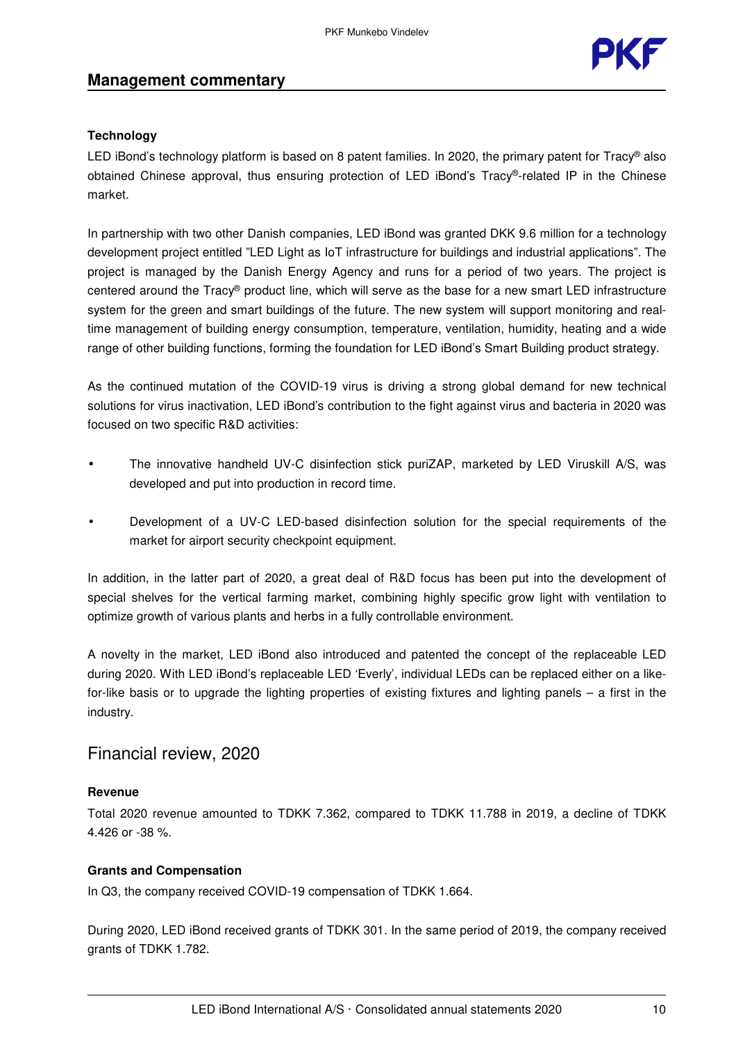## Management commentary

**Technology**

LED iBond's technology platform is based on 8 patent families. In 2020, the primary patent for Tracy® also obtained Chinese approval, thus ensuring protection of LED iBond's Tracy®-related IP in the Chinese market.

In partnership with two other Danish companies, LED iBond was granted DKK 9.6 million for a technology development project entitled "LED Light as IoT infrastructure for buildings and industrial applications". The project is managed by the Danish Energy Agency and runs for a period of two years. The project is centered around the Tracy® product line, which will serve as the base for a new smart LED infrastructure system for the green and smart buildings of the future. The new system will support monitoring and real-time management of building energy consumption, temperature, ventilation, humidity, heating and a wide range of other building functions, forming the foundation for LED iBond's Smart Building product strategy.

As the continued mutation of the COVID-19 virus is driving a strong global demand for new technical solutions for virus inactivation, LED iBond's contribution to the fight against virus and bacteria in 2020 was focused on two specific R&D activities:

- The innovative handheld UV-C disinfection stick puriZAP, marketed by LED Viruskill A/S, was developed and put into production in record time.
- Development of a UV-C LED-based disinfection solution for the special requirements of the market for airport security checkpoint equipment.

In addition, in the latter part of 2020, a great deal of R&D focus has been put into the development of special shelves for the vertical farming market, combining highly specific grow light with ventilation to optimize growth of various plants and herbs in a fully controllable environment.

A novelty in the market, LED iBond also introduced and patented the concept of the replaceable LED during 2020. With LED iBond's replaceable LED 'Everly', individual LEDs can be replaced either on a like-for-like basis or to upgrade the lighting properties of existing fixtures and lighting panels – a first in the industry.

## Financial review, 2020

**Revenue**

Total 2020 revenue amounted to TDKK 7.362, compared to TDKK 11.788 in 2019, a decline of TDKK 4.426 or -38 %.

**Grants and Compensation**

In Q3, the company received COVID-19 compensation of TDKK 1.664.

During 2020, LED iBond received grants of TDKK 301. In the same period of 2019, the company received grants of TDKK 1.782.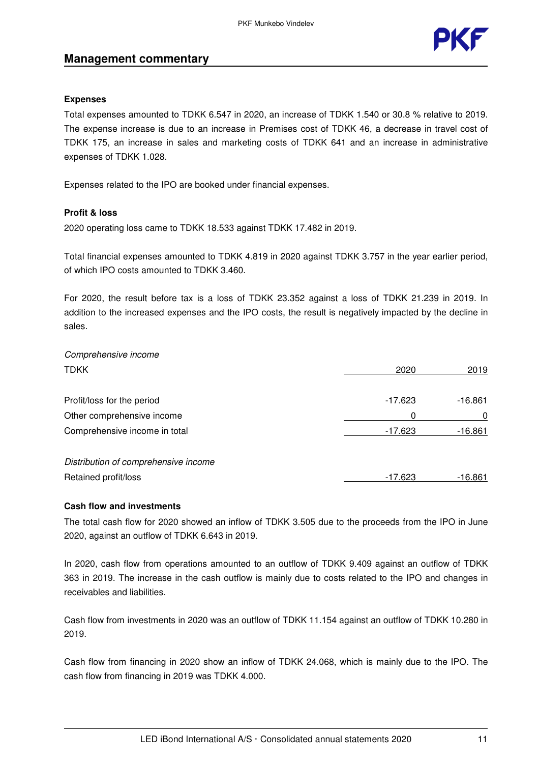## Management commentary

**Expenses**

Total expenses amounted to TDKK 6.547 in 2020, an increase of TDKK 1.540 or 30.8 % relative to 2019. The expense increase is due to an increase in Premises cost of TDKK 46, a decrease in travel cost of TDKK 175, an increase in sales and marketing costs of TDKK 641 and an increase in administrative expenses of TDKK 1.028.

Expenses related to the IPO are booked under financial expenses.

**Profit & loss**

2020 operating loss came to TDKK 18.533 against TDKK 17.482 in 2019.

Total financial expenses amounted to TDKK 4.819 in 2020 against TDKK 3.757 in the year earlier period, of which IPO costs amounted to TDKK 3.460.

For 2020, the result before tax is a loss of TDKK 23.352 against a loss of TDKK 21.239 in 2019. In addition to the increased expenses and the IPO costs, the result is negatively impacted by the decline in sales.

*Comprehensive income*

| TDKK | 2020 | 2019 |
|---|---|---|
| Profit/loss for the period | -17.623 | -16.861 |
| Other comprehensive income | 0 | 0 |
| Comprehensive income in total | -17.623 | -16.861 |
| *Distribution of comprehensive income* | | |
| Retained profit/loss | -17.623 | -16.861 |

**Cash flow and investments**

The total cash flow for 2020 showed an inflow of TDKK 3.505 due to the proceeds from the IPO in June 2020, against an outflow of TDKK 6.643 in 2019.

In 2020, cash flow from operations amounted to an outflow of TDKK 9.409 against an outflow of TDKK 363 in 2019. The increase in the cash outflow is mainly due to costs related to the IPO and changes in receivables and liabilities.

Cash flow from investments in 2020 was an outflow of TDKK 11.154 against an outflow of TDKK 10.280 in 2019.

Cash flow from financing in 2020 show an inflow of TDKK 24.068, which is mainly due to the IPO. The cash flow from financing in 2019 was TDKK 4.000.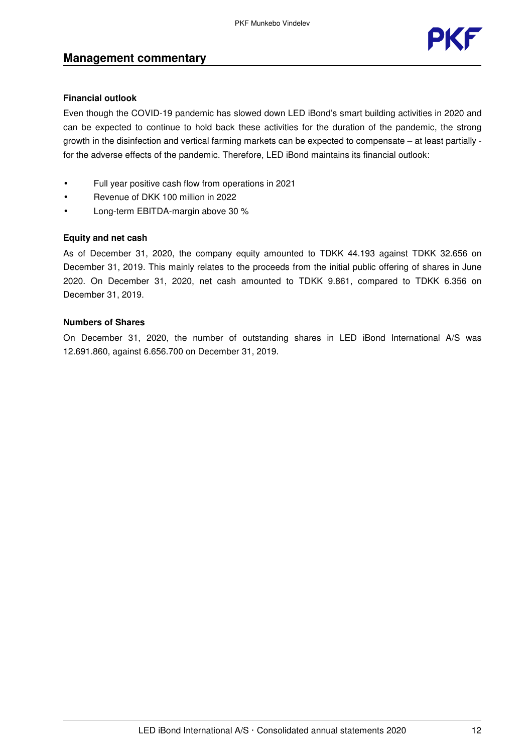## Management commentary

**Financial outlook**

Even though the COVID-19 pandemic has slowed down LED iBond's smart building activities in 2020 and can be expected to continue to hold back these activities for the duration of the pandemic, the strong growth in the disinfection and vertical farming markets can be expected to compensate – at least partially - for the adverse effects of the pandemic. Therefore, LED iBond maintains its financial outlook:

- Full year positive cash flow from operations in 2021
- Revenue of DKK 100 million in 2022
- Long-term EBITDA-margin above 30 %

**Equity and net cash**

As of December 31, 2020, the company equity amounted to TDKK 44.193 against TDKK 32.656 on December 31, 2019. This mainly relates to the proceeds from the initial public offering of shares in June 2020. On December 31, 2020, net cash amounted to TDKK 9.861, compared to TDKK 6.356 on December 31, 2019.

**Numbers of Shares**

On December 31, 2020, the number of outstanding shares in LED iBond International A/S was 12.691.860, against 6.656.700 on December 31, 2019.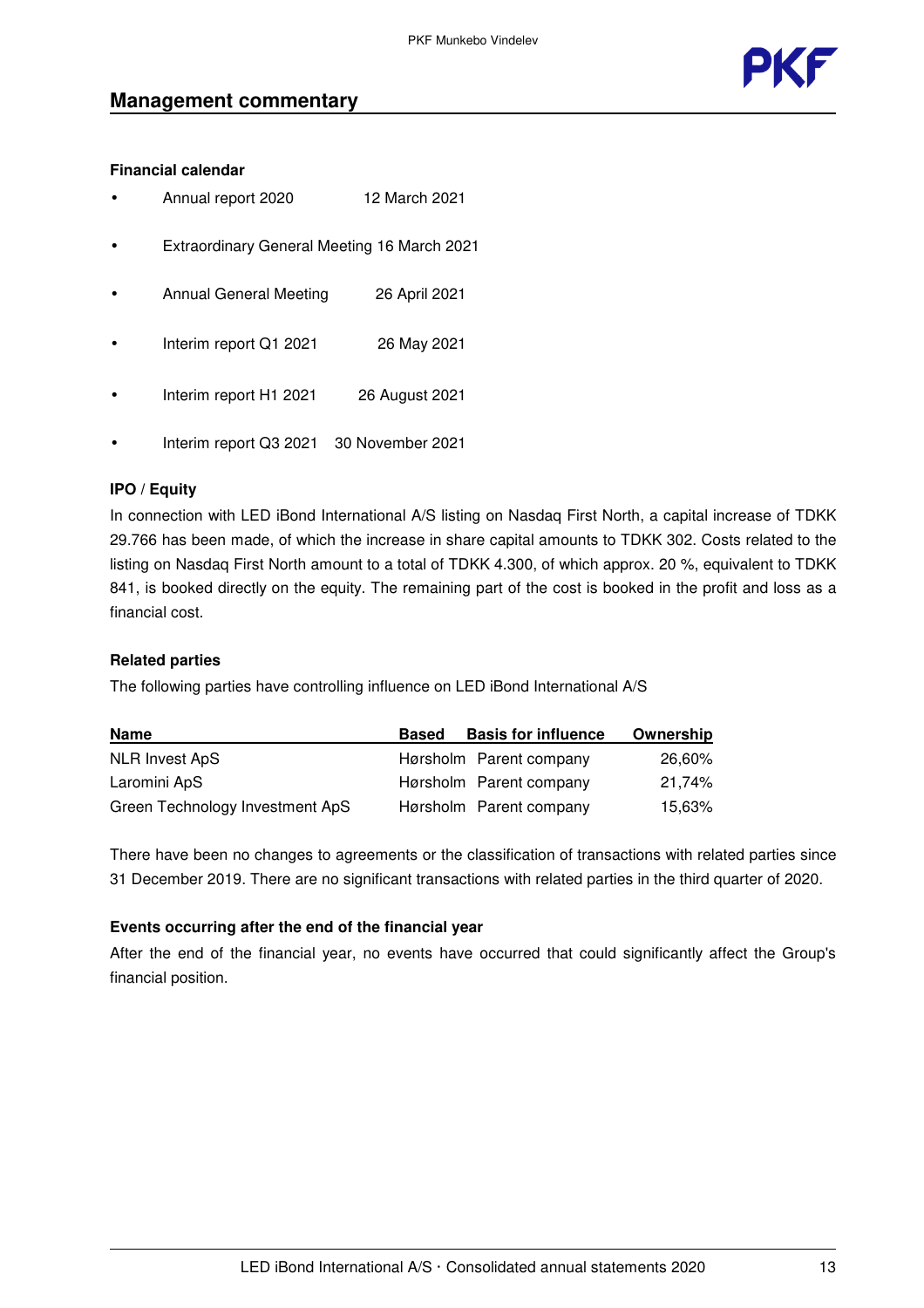## Management commentary

**Financial calendar**

- Annual report 2020 12 March 2021
- Extraordinary General Meeting 16 March 2021
- Annual General Meeting 26 April 2021
- Interim report Q1 2021 26 May 2021
- Interim report H1 2021 26 August 2021
- Interim report Q3 2021 30 November 2021

**IPO / Equity**

In connection with LED iBond International A/S listing on Nasdaq First North, a capital increase of TDKK 29.766 has been made, of which the increase in share capital amounts to TDKK 302. Costs related to the listing on Nasdaq First North amount to a total of TDKK 4.300, of which approx. 20 %, equivalent to TDKK 841, is booked directly on the equity. The remaining part of the cost is booked in the profit and loss as a financial cost.

**Related parties**

The following parties have controlling influence on LED iBond International A/S

| Name | Based | Basis for influence | Ownership |
|---|---|---|---|
| NLR Invest ApS | Hørsholm | Parent company | 26,60% |
| Laromini ApS | Hørsholm | Parent company | 21,74% |
| Green Technology Investment ApS | Hørsholm | Parent company | 15,63% |

There have been no changes to agreements or the classification of transactions with related parties since 31 December 2019. There are no significant transactions with related parties in the third quarter of 2020.

**Events occurring after the end of the financial year**

After the end of the financial year, no events have occurred that could significantly affect the Group's financial position.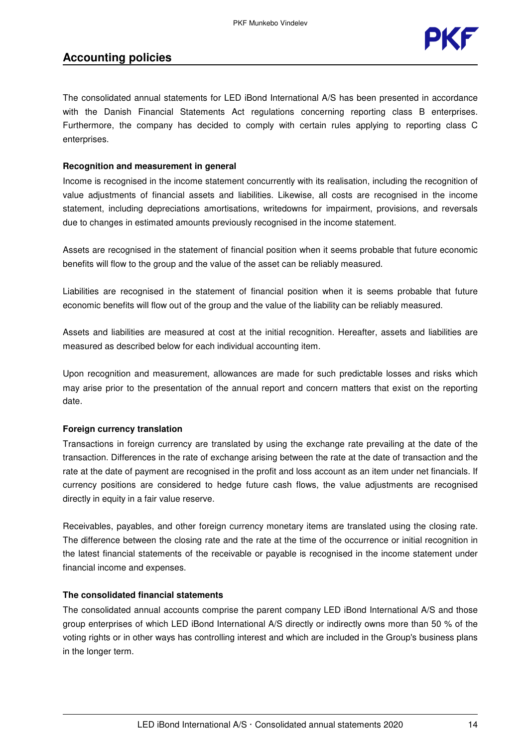## Accounting policies

The consolidated annual statements for LED iBond International A/S has been presented in accordance with the Danish Financial Statements Act regulations concerning reporting class B enterprises. Furthermore, the company has decided to comply with certain rules applying to reporting class C enterprises.

**Recognition and measurement in general**

Income is recognised in the income statement concurrently with its realisation, including the recognition of value adjustments of financial assets and liabilities. Likewise, all costs are recognised in the income statement, including depreciations amortisations, writedowns for impairment, provisions, and reversals due to changes in estimated amounts previously recognised in the income statement.

Assets are recognised in the statement of financial position when it seems probable that future economic benefits will flow to the group and the value of the asset can be reliably measured.

Liabilities are recognised in the statement of financial position when it is seems probable that future economic benefits will flow out of the group and the value of the liability can be reliably measured.

Assets and liabilities are measured at cost at the initial recognition. Hereafter, assets and liabilities are measured as described below for each individual accounting item.

Upon recognition and measurement, allowances are made for such predictable losses and risks which may arise prior to the presentation of the annual report and concern matters that exist on the reporting date.

**Foreign currency translation**

Transactions in foreign currency are translated by using the exchange rate prevailing at the date of the transaction. Differences in the rate of exchange arising between the rate at the date of transaction and the rate at the date of payment are recognised in the profit and loss account as an item under net financials. If currency positions are considered to hedge future cash flows, the value adjustments are recognised directly in equity in a fair value reserve.

Receivables, payables, and other foreign currency monetary items are translated using the closing rate. The difference between the closing rate and the rate at the time of the occurrence or initial recognition in the latest financial statements of the receivable or payable is recognised in the income statement under financial income and expenses.

**The consolidated financial statements**

The consolidated annual accounts comprise the parent company LED iBond International A/S and those group enterprises of which LED iBond International A/S directly or indirectly owns more than 50 % of the voting rights or in other ways has controlling interest and which are included in the Group's business plans in the longer term.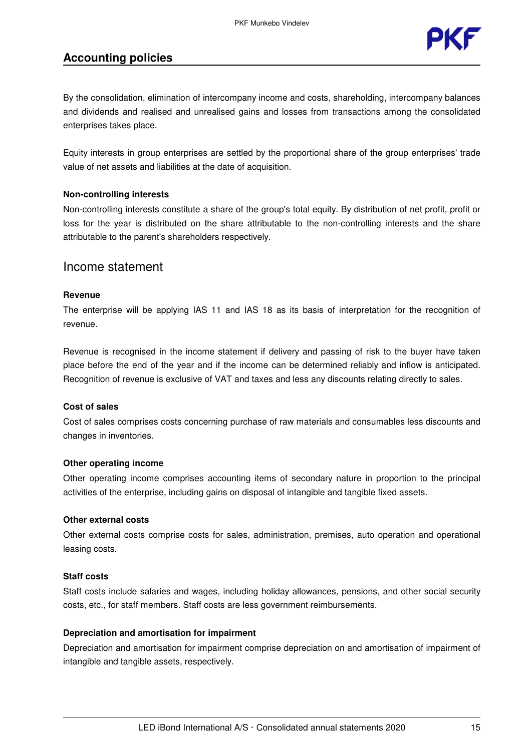## Accounting policies

By the consolidation, elimination of intercompany income and costs, shareholding, intercompany balances and dividends and realised and unrealised gains and losses from transactions among the consolidated enterprises takes place.

Equity interests in group enterprises are settled by the proportional share of the group enterprises' trade value of net assets and liabilities at the date of acquisition.

**Non-controlling interests**

Non-controlling interests constitute a share of the group's total equity. By distribution of net profit, profit or loss for the year is distributed on the share attributable to the non-controlling interests and the share attributable to the parent's shareholders respectively.

## Income statement

**Revenue**

The enterprise will be applying IAS 11 and IAS 18 as its basis of interpretation for the recognition of revenue.

Revenue is recognised in the income statement if delivery and passing of risk to the buyer have taken place before the end of the year and if the income can be determined reliably and inflow is anticipated. Recognition of revenue is exclusive of VAT and taxes and less any discounts relating directly to sales.

**Cost of sales**

Cost of sales comprises costs concerning purchase of raw materials and consumables less discounts and changes in inventories.

**Other operating income**

Other operating income comprises accounting items of secondary nature in proportion to the principal activities of the enterprise, including gains on disposal of intangible and tangible fixed assets.

**Other external costs**

Other external costs comprise costs for sales, administration, premises, auto operation and operational leasing costs.

**Staff costs**

Staff costs include salaries and wages, including holiday allowances, pensions, and other social security costs, etc., for staff members. Staff costs are less government reimbursements.

**Depreciation and amortisation for impairment**

Depreciation and amortisation for impairment comprise depreciation on and amortisation of impairment of intangible and tangible assets, respectively.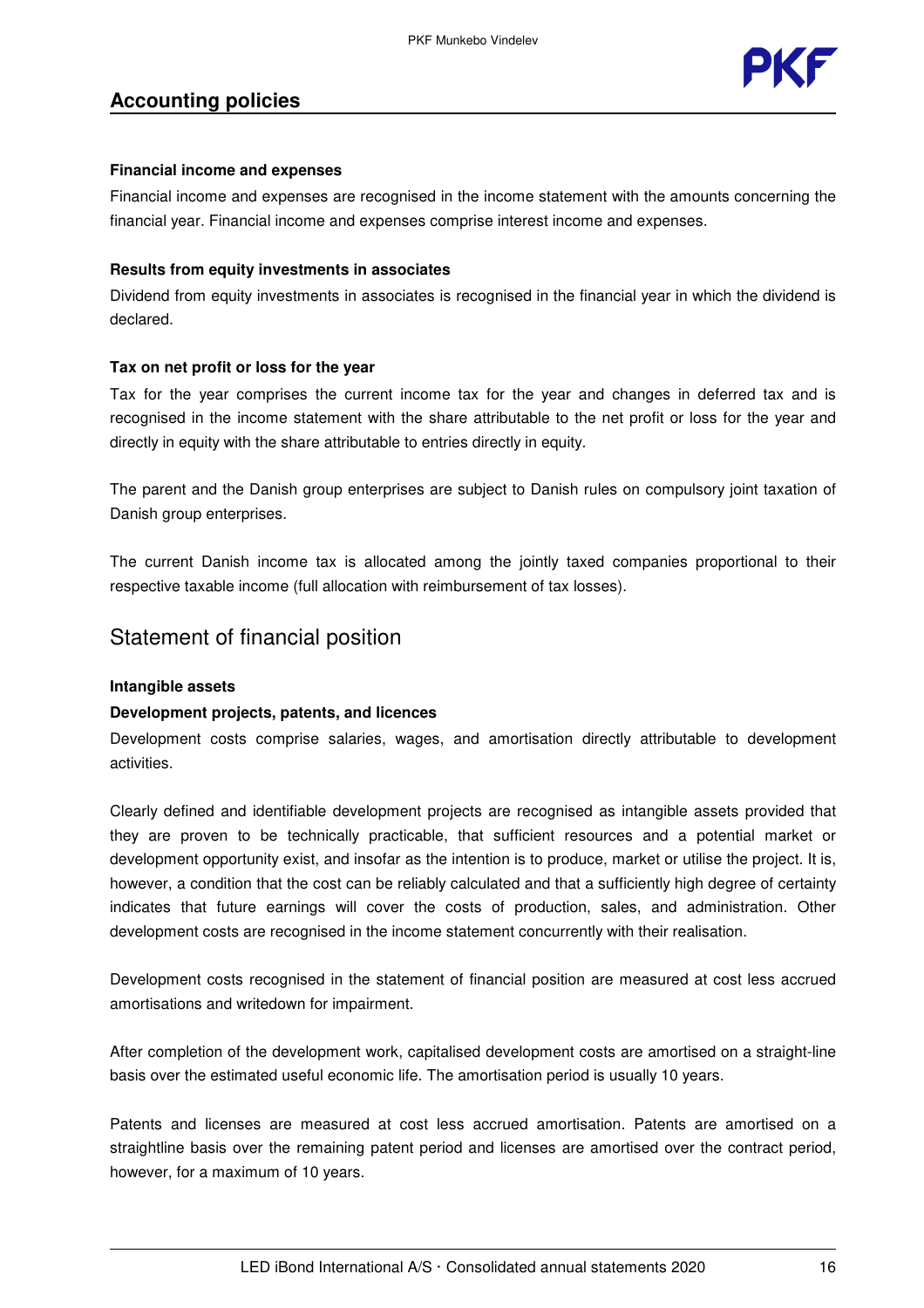## Accounting policies

**Financial income and expenses**

Financial income and expenses are recognised in the income statement with the amounts concerning the financial year. Financial income and expenses comprise interest income and expenses.

**Results from equity investments in associates**

Dividend from equity investments in associates is recognised in the financial year in which the dividend is declared.

**Tax on net profit or loss for the year**

Tax for the year comprises the current income tax for the year and changes in deferred tax and is recognised in the income statement with the share attributable to the net profit or loss for the year and directly in equity with the share attributable to entries directly in equity.

The parent and the Danish group enterprises are subject to Danish rules on compulsory joint taxation of Danish group enterprises.

The current Danish income tax is allocated among the jointly taxed companies proportional to their respective taxable income (full allocation with reimbursement of tax losses).

## Statement of financial position

**Intangible assets**

**Development projects, patents, and licences**

Development costs comprise salaries, wages, and amortisation directly attributable to development activities.

Clearly defined and identifiable development projects are recognised as intangible assets provided that they are proven to be technically practicable, that sufficient resources and a potential market or development opportunity exist, and insofar as the intention is to produce, market or utilise the project. It is, however, a condition that the cost can be reliably calculated and that a sufficiently high degree of certainty indicates that future earnings will cover the costs of production, sales, and administration. Other development costs are recognised in the income statement concurrently with their realisation.

Development costs recognised in the statement of financial position are measured at cost less accrued amortisations and writedown for impairment.

After completion of the development work, capitalised development costs are amortised on a straight-line basis over the estimated useful economic life. The amortisation period is usually 10 years.

Patents and licenses are measured at cost less accrued amortisation. Patents are amortised on a straightline basis over the remaining patent period and licenses are amortised over the contract period, however, for a maximum of 10 years.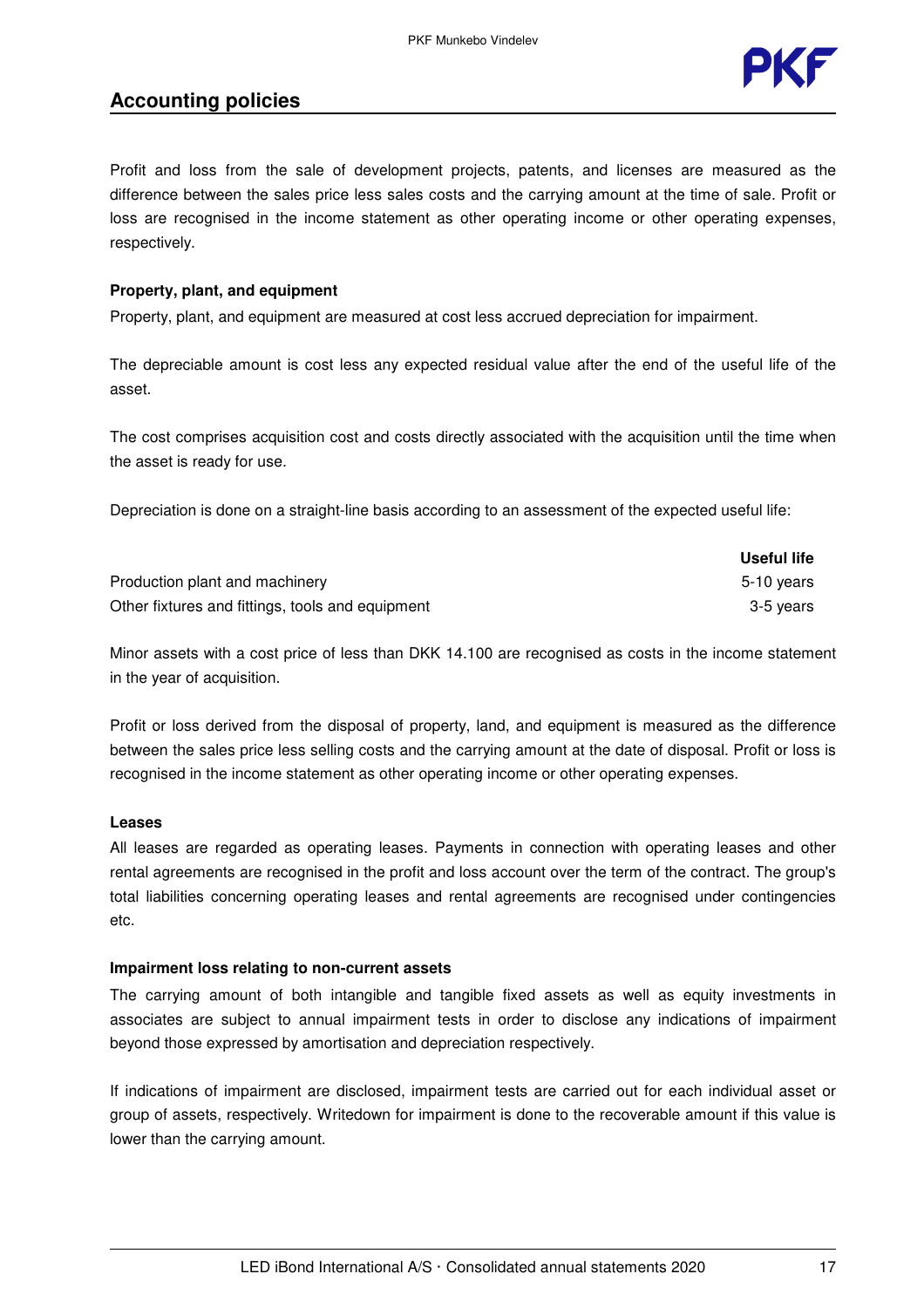## Accounting policies

Profit and loss from the sale of development projects, patents, and licenses are measured as the difference between the sales price less sales costs and the carrying amount at the time of sale. Profit or loss are recognised in the income statement as other operating income or other operating expenses, respectively.

**Property, plant, and equipment**

Property, plant, and equipment are measured at cost less accrued depreciation for impairment.

The depreciable amount is cost less any expected residual value after the end of the useful life of the asset.

The cost comprises acquisition cost and costs directly associated with the acquisition until the time when the asset is ready for use.

Depreciation is done on a straight-line basis according to an assessment of the expected useful life:

| | Useful life |
|---|---|
| Production plant and machinery | 5-10 years |
| Other fixtures and fittings, tools and equipment | 3-5 years |

Minor assets with a cost price of less than DKK 14.100 are recognised as costs in the income statement in the year of acquisition.

Profit or loss derived from the disposal of property, land, and equipment is measured as the difference between the sales price less selling costs and the carrying amount at the date of disposal. Profit or loss is recognised in the income statement as other operating income or other operating expenses.

**Leases**

All leases are regarded as operating leases. Payments in connection with operating leases and other rental agreements are recognised in the profit and loss account over the term of the contract. The group's total liabilities concerning operating leases and rental agreements are recognised under contingencies etc.

**Impairment loss relating to non-current assets**

The carrying amount of both intangible and tangible fixed assets as well as equity investments in associates are subject to annual impairment tests in order to disclose any indications of impairment beyond those expressed by amortisation and depreciation respectively.

If indications of impairment are disclosed, impairment tests are carried out for each individual asset or group of assets, respectively. Writedown for impairment is done to the recoverable amount if this value is lower than the carrying amount.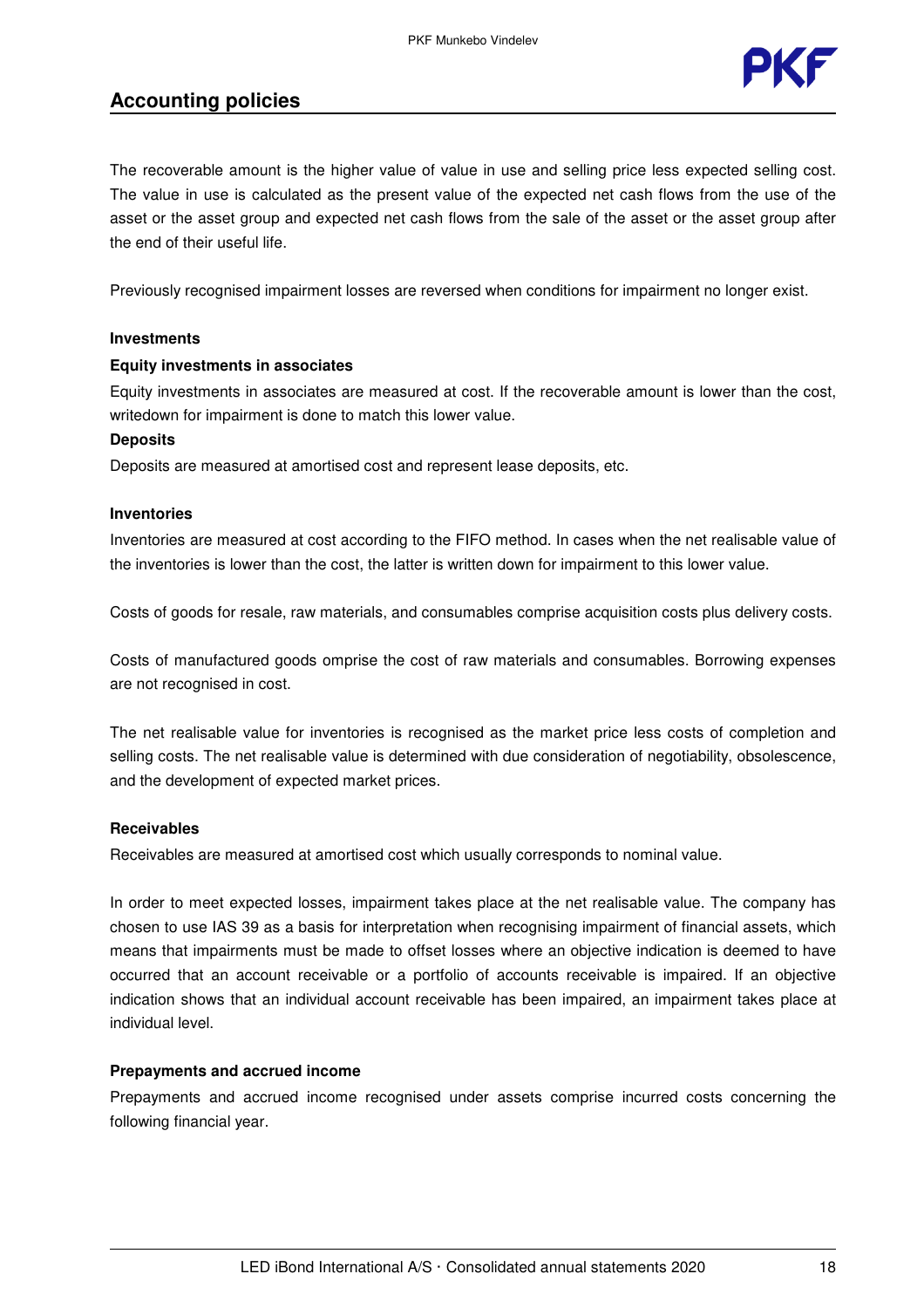## Accounting policies

The recoverable amount is the higher value of value in use and selling price less expected selling cost. The value in use is calculated as the present value of the expected net cash flows from the use of the asset or the asset group and expected net cash flows from the sale of the asset or the asset group after the end of their useful life.

Previously recognised impairment losses are reversed when conditions for impairment no longer exist.

**Investments**

**Equity investments in associates**

Equity investments in associates are measured at cost. If the recoverable amount is lower than the cost, writedown for impairment is done to match this lower value.

**Deposits**

Deposits are measured at amortised cost and represent lease deposits, etc.

**Inventories**

Inventories are measured at cost according to the FIFO method. In cases when the net realisable value of the inventories is lower than the cost, the latter is written down for impairment to this lower value.

Costs of goods for resale, raw materials, and consumables comprise acquisition costs plus delivery costs.

Costs of manufactured goods omprise the cost of raw materials and consumables. Borrowing expenses are not recognised in cost.

The net realisable value for inventories is recognised as the market price less costs of completion and selling costs. The net realisable value is determined with due consideration of negotiability, obsolescence, and the development of expected market prices.

**Receivables**

Receivables are measured at amortised cost which usually corresponds to nominal value.

In order to meet expected losses, impairment takes place at the net realisable value. The company has chosen to use IAS 39 as a basis for interpretation when recognising impairment of financial assets, which means that impairments must be made to offset losses where an objective indication is deemed to have occurred that an account receivable or a portfolio of accounts receivable is impaired. If an objective indication shows that an individual account receivable has been impaired, an impairment takes place at individual level.

**Prepayments and accrued income**

Prepayments and accrued income recognised under assets comprise incurred costs concerning the following financial year.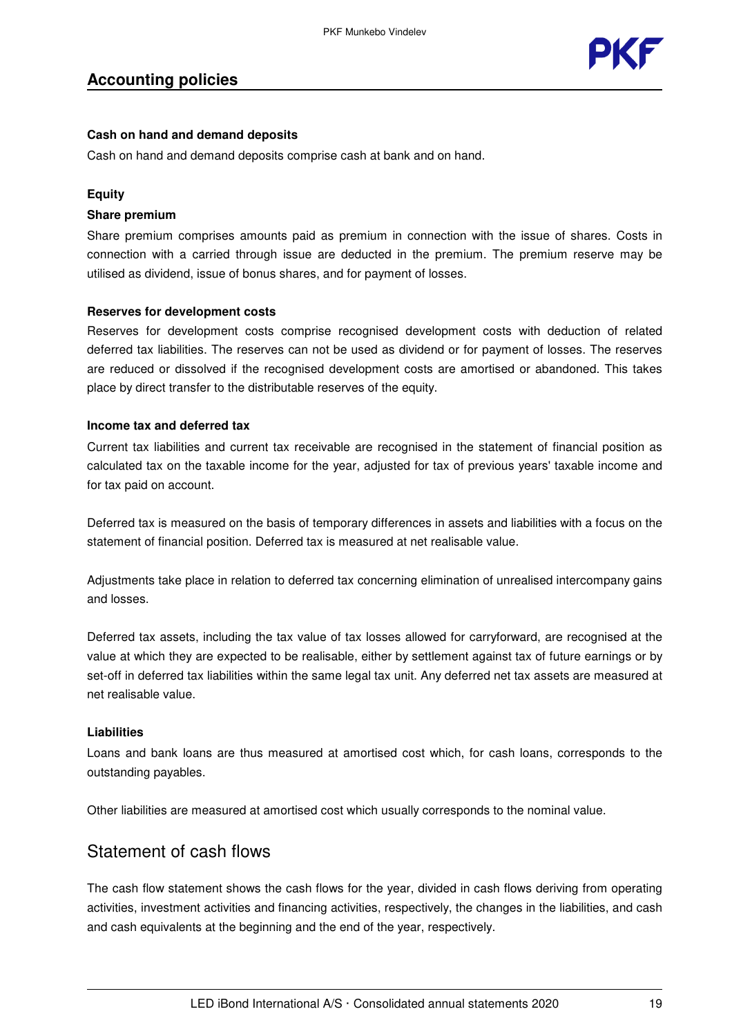## Accounting policies

**Cash on hand and demand deposits**

Cash on hand and demand deposits comprise cash at bank and on hand.

**Equity**

**Share premium**

Share premium comprises amounts paid as premium in connection with the issue of shares. Costs in connection with a carried through issue are deducted in the premium. The premium reserve may be utilised as dividend, issue of bonus shares, and for payment of losses.

**Reserves for development costs**

Reserves for development costs comprise recognised development costs with deduction of related deferred tax liabilities. The reserves can not be used as dividend or for payment of losses. The reserves are reduced or dissolved if the recognised development costs are amortised or abandoned. This takes place by direct transfer to the distributable reserves of the equity.

**Income tax and deferred tax**

Current tax liabilities and current tax receivable are recognised in the statement of financial position as calculated tax on the taxable income for the year, adjusted for tax of previous years' taxable income and for tax paid on account.

Deferred tax is measured on the basis of temporary differences in assets and liabilities with a focus on the statement of financial position. Deferred tax is measured at net realisable value.

Adjustments take place in relation to deferred tax concerning elimination of unrealised intercompany gains and losses.

Deferred tax assets, including the tax value of tax losses allowed for carryforward, are recognised at the value at which they are expected to be realisable, either by settlement against tax of future earnings or by set-off in deferred tax liabilities within the same legal tax unit. Any deferred net tax assets are measured at net realisable value.

**Liabilities**

Loans and bank loans are thus measured at amortised cost which, for cash loans, corresponds to the outstanding payables.

Other liabilities are measured at amortised cost which usually corresponds to the nominal value.

## Statement of cash flows

The cash flow statement shows the cash flows for the year, divided in cash flows deriving from operating activities, investment activities and financing activities, respectively, the changes in the liabilities, and cash and cash equivalents at the beginning and the end of the year, respectively.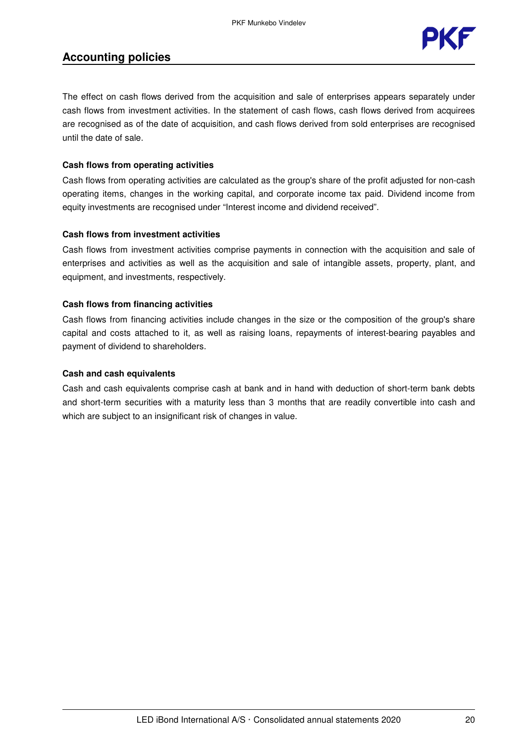## Accounting policies

The effect on cash flows derived from the acquisition and sale of enterprises appears separately under cash flows from investment activities. In the statement of cash flows, cash flows derived from acquirees are recognised as of the date of acquisition, and cash flows derived from sold enterprises are recognised until the date of sale.

**Cash flows from operating activities**

Cash flows from operating activities are calculated as the group's share of the profit adjusted for non-cash operating items, changes in the working capital, and corporate income tax paid. Dividend income from equity investments are recognised under “Interest income and dividend received”.

**Cash flows from investment activities**

Cash flows from investment activities comprise payments in connection with the acquisition and sale of enterprises and activities as well as the acquisition and sale of intangible assets, property, plant, and equipment, and investments, respectively.

**Cash flows from financing activities**

Cash flows from financing activities include changes in the size or the composition of the group's share capital and costs attached to it, as well as raising loans, repayments of interest-bearing payables and payment of dividend to shareholders.

**Cash and cash equivalents**

Cash and cash equivalents comprise cash at bank and in hand with deduction of short-term bank debts and short-term securities with a maturity less than 3 months that are readily convertible into cash and which are subject to an insignificant risk of changes in value.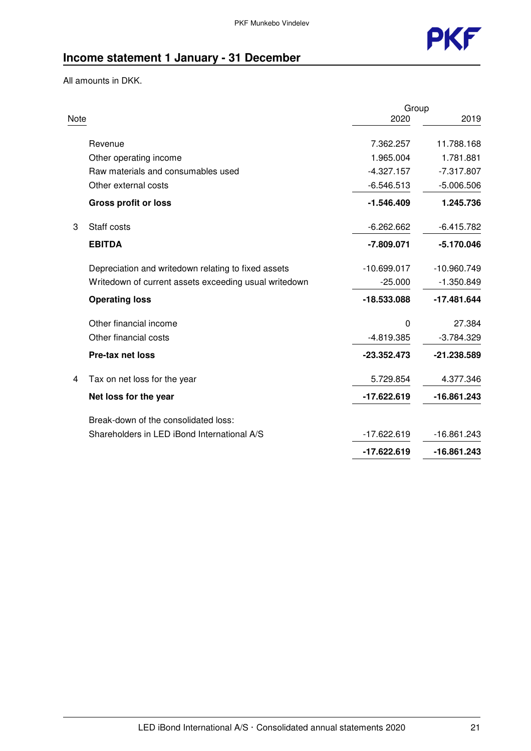## Income statement 1 January - 31 December

All amounts in DKK.

| Note | | Group 2020 | 2019 |
|---|---|---|---|
| | Revenue | 7.362.257 | 11.788.168 |
| | Other operating income | 1.965.004 | 1.781.881 |
| | Raw materials and consumables used | -4.327.157 | -7.317.807 |
| | Other external costs | -6.546.513 | -5.006.506 |
| | **Gross profit or loss** | **-1.546.409** | **1.245.736** |
| 3 | Staff costs | -6.262.662 | -6.415.782 |
| | **EBITDA** | **-7.809.071** | **-5.170.046** |
| | Depreciation and writedown relating to fixed assets | -10.699.017 | -10.960.749 |
| | Writedown of current assets exceeding usual writedown | -25.000 | -1.350.849 |
| | **Operating loss** | **-18.533.088** | **-17.481.644** |
| | Other financial income | 0 | 27.384 |
| | Other financial costs | -4.819.385 | -3.784.329 |
| | **Pre-tax net loss** | **-23.352.473** | **-21.238.589** |
| 4 | Tax on net loss for the year | 5.729.854 | 4.377.346 |
| | **Net loss for the year** | **-17.622.619** | **-16.861.243** |
| | Break-down of the consolidated loss: | | |
| | Shareholders in LED iBond International A/S | -17.622.619 | -16.861.243 |
| | | **-17.622.619** | **-16.861.243** |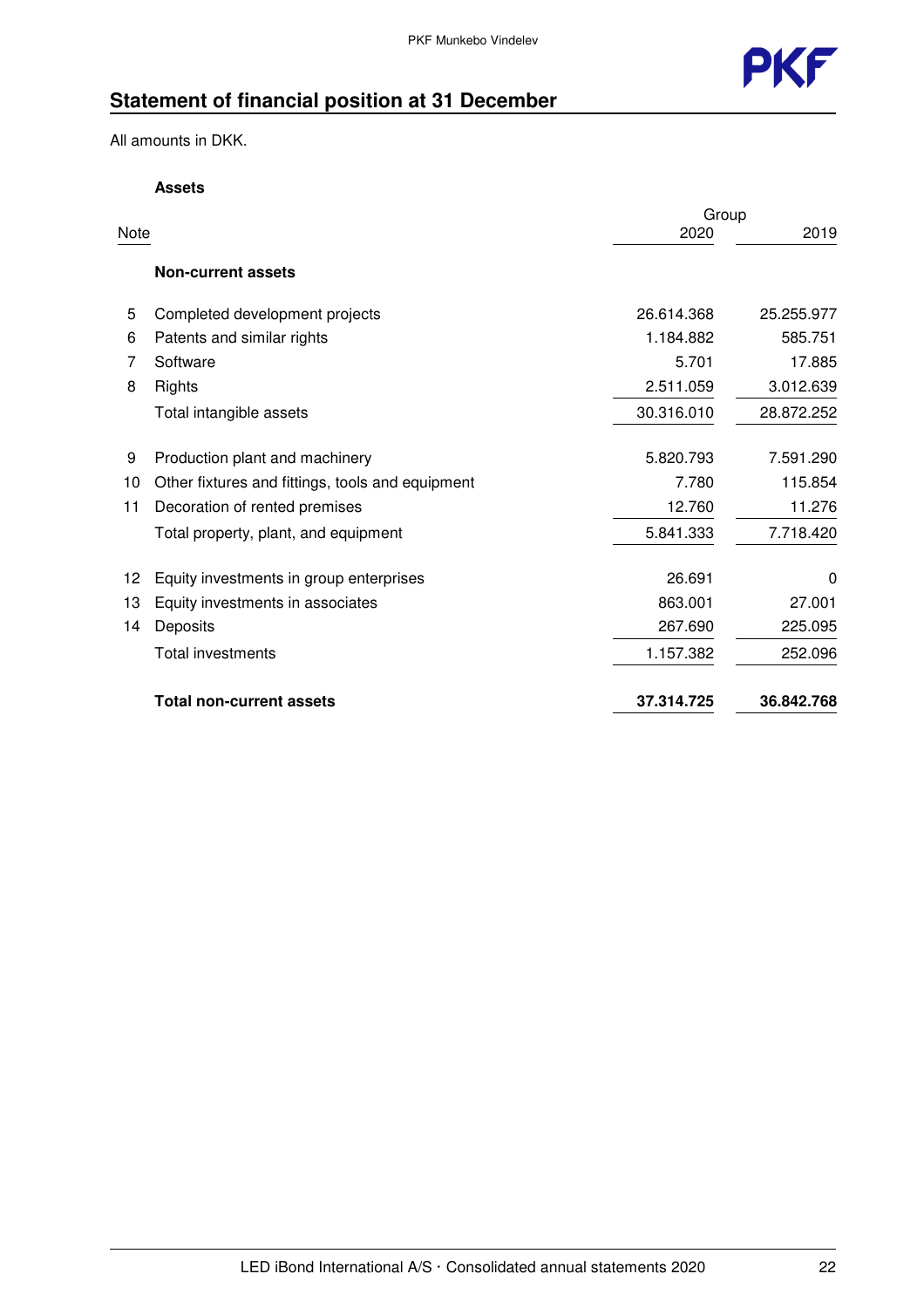# Statement of financial position at 31 December

All amounts in DKK.

**Assets**

| Note | | Group 2020 | 2019 |
|---|---|---|---|
| | **Non-current assets** | | |
| 5 | Completed development projects | 26.614.368 | 25.255.977 |
| 6 | Patents and similar rights | 1.184.882 | 585.751 |
| 7 | Software | 5.701 | 17.885 |
| 8 | Rights | 2.511.059 | 3.012.639 |
| | Total intangible assets | 30.316.010 | 28.872.252 |
| 9 | Production plant and machinery | 5.820.793 | 7.591.290 |
| 10 | Other fixtures and fittings, tools and equipment | 7.780 | 115.854 |
| 11 | Decoration of rented premises | 12.760 | 11.276 |
| | Total property, plant, and equipment | 5.841.333 | 7.718.420 |
| 12 | Equity investments in group enterprises | 26.691 | 0 |
| 13 | Equity investments in associates | 863.001 | 27.001 |
| 14 | Deposits | 267.690 | 225.095 |
| | Total investments | 1.157.382 | 252.096 |
| | **Total non-current assets** | **37.314.725** | **36.842.768** |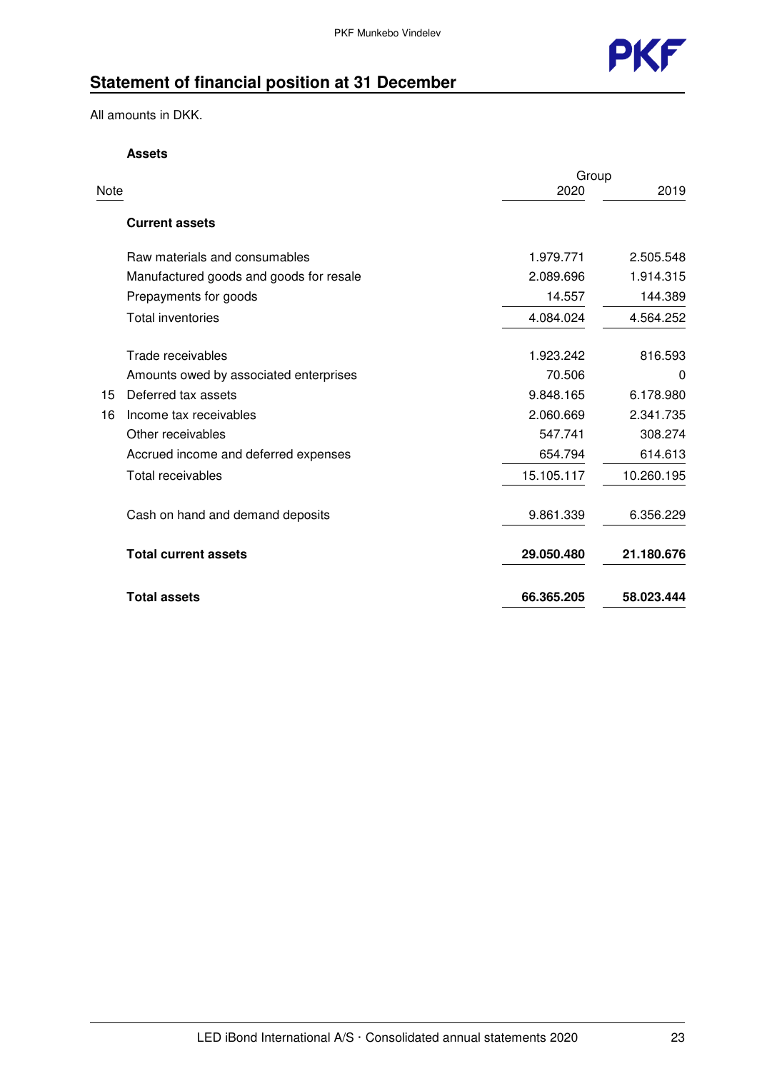## Statement of financial position at 31 December

All amounts in DKK.

**Assets**

| Note | | Group 2020 | 2019 |
|---|---|---|---|
| | **Current assets** | | |
| | Raw materials and consumables | 1.979.771 | 2.505.548 |
| | Manufactured goods and goods for resale | 2.089.696 | 1.914.315 |
| | Prepayments for goods | 14.557 | 144.389 |
| | Total inventories | 4.084.024 | 4.564.252 |
| | Trade receivables | 1.923.242 | 816.593 |
| | Amounts owed by associated enterprises | 70.506 | 0 |
| 15 | Deferred tax assets | 9.848.165 | 6.178.980 |
| 16 | Income tax receivables | 2.060.669 | 2.341.735 |
| | Other receivables | 547.741 | 308.274 |
| | Accrued income and deferred expenses | 654.794 | 614.613 |
| | Total receivables | 15.105.117 | 10.260.195 |
| | Cash on hand and demand deposits | 9.861.339 | 6.356.229 |
| | **Total current assets** | **29.050.480** | **21.180.676** |
| | **Total assets** | **66.365.205** | **58.023.444** |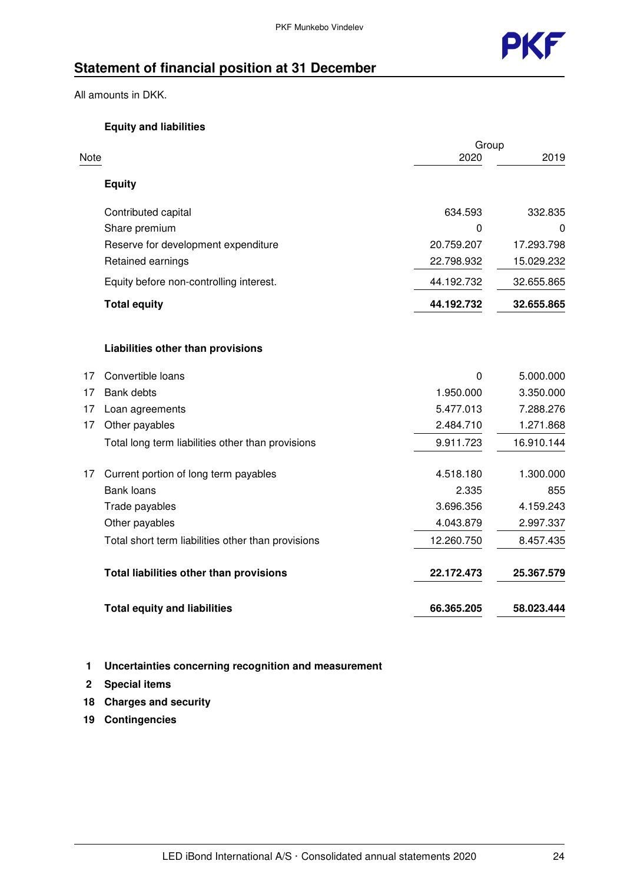## Statement of financial position at 31 December

All amounts in DKK.

**Equity and liabilities**

| Note | | Group 2020 | 2019 |
|---|---|---|---|
| | **Equity** | | |
| | Contributed capital | 634.593 | 332.835 |
| | Share premium | 0 | 0 |
| | Reserve for development expenditure | 20.759.207 | 17.293.798 |
| | Retained earnings | 22.798.932 | 15.029.232 |
| | Equity before non-controlling interest. | 44.192.732 | 32.655.865 |
| | **Total equity** | **44.192.732** | **32.655.865** |
| | **Liabilities other than provisions** | | |
| 17 | Convertible loans | 0 | 5.000.000 |
| 17 | Bank debts | 1.950.000 | 3.350.000 |
| 17 | Loan agreements | 5.477.013 | 7.288.276 |
| 17 | Other payables | 2.484.710 | 1.271.868 |
| | Total long term liabilities other than provisions | 9.911.723 | 16.910.144 |
| 17 | Current portion of long term payables | 4.518.180 | 1.300.000 |
| | Bank loans | 2.335 | 855 |
| | Trade payables | 3.696.356 | 4.159.243 |
| | Other payables | 4.043.879 | 2.997.337 |
| | Total short term liabilities other than provisions | 12.260.750 | 8.457.435 |
| | **Total liabilities other than provisions** | **22.172.473** | **25.367.579** |
| | **Total equity and liabilities** | **66.365.205** | **58.023.444** |

**1** **Uncertainties concerning recognition and measurement**

**2** **Special items**

**18** **Charges and security**

**19** **Contingencies**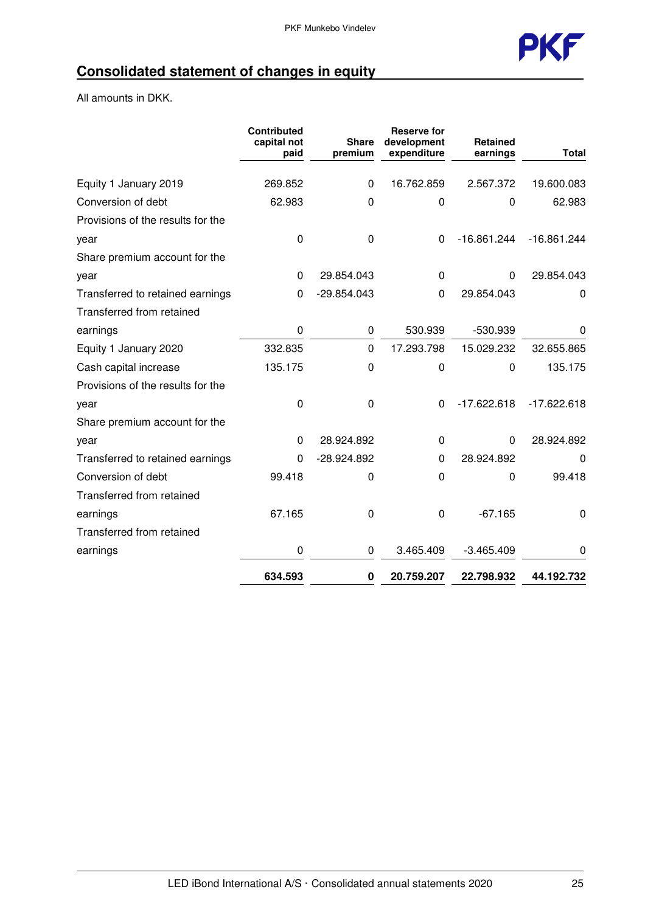## Consolidated statement of changes in equity

All amounts in DKK.

| | Contributed capital not paid | Share premium | Reserve for development expenditure | Retained earnings | Total |
|---|---|---|---|---|---|
| Equity 1 January 2019 | 269.852 | 0 | 16.762.859 | 2.567.372 | 19.600.083 |
| Conversion of debt | 62.983 | 0 | 0 | 0 | 62.983 |
| Provisions of the results for the year | 0 | 0 | 0 | -16.861.244 | -16.861.244 |
| Share premium account for the year | 0 | 29.854.043 | 0 | 0 | 29.854.043 |
| Transferred to retained earnings | 0 | -29.854.043 | 0 | 29.854.043 | 0 |
| Transferred from retained earnings | 0 | 0 | 530.939 | -530.939 | 0 |
| Equity 1 January 2020 | 332.835 | 0 | 17.293.798 | 15.029.232 | 32.655.865 |
| Cash capital increase | 135.175 | 0 | 0 | 0 | 135.175 |
| Provisions of the results for the year | 0 | 0 | 0 | -17.622.618 | -17.622.618 |
| Share premium account for the year | 0 | 28.924.892 | 0 | 0 | 28.924.892 |
| Transferred to retained earnings | 0 | -28.924.892 | 0 | 28.924.892 | 0 |
| Conversion of debt | 99.418 | 0 | 0 | 0 | 99.418 |
| Transferred from retained earnings | 67.165 | 0 | 0 | -67.165 | 0 |
| Transferred from retained earnings | 0 | 0 | 3.465.409 | -3.465.409 | 0 |
| | **634.593** | **0** | **20.759.207** | **22.798.932** | **44.192.732** |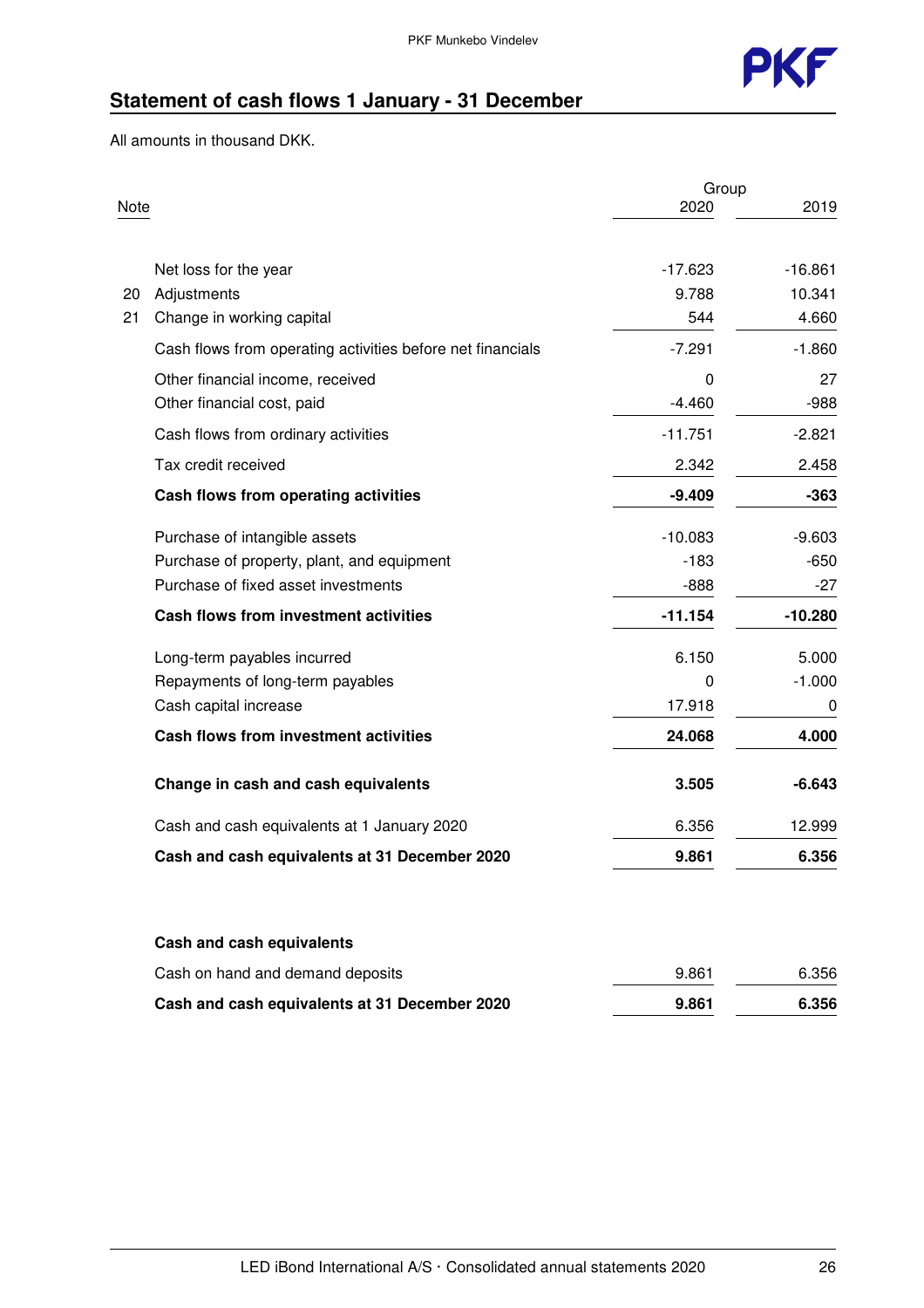## Statement of cash flows 1 January - 31 December

All amounts in thousand DKK.

| Note | | Group 2020 | 2019 |
|---|---|---|---|
| | Net loss for the year | -17.623 | -16.861 |
| 20 | Adjustments | 9.788 | 10.341 |
| 21 | Change in working capital | 544 | 4.660 |
| | Cash flows from operating activities before net financials | -7.291 | -1.860 |
| | Other financial income, received | 0 | 27 |
| | Other financial cost, paid | -4.460 | -988 |
| | Cash flows from ordinary activities | -11.751 | -2.821 |
| | Tax credit received | 2.342 | 2.458 |
| | **Cash flows from operating activities** | **-9.409** | **-363** |
| | Purchase of intangible assets | -10.083 | -9.603 |
| | Purchase of property, plant, and equipment | -183 | -650 |
| | Purchase of fixed asset investments | -888 | -27 |
| | **Cash flows from investment activities** | **-11.154** | **-10.280** |
| | Long-term payables incurred | 6.150 | 5.000 |
| | Repayments of long-term payables | 0 | -1.000 |
| | Cash capital increase | 17.918 | 0 |
| | **Cash flows from investment activities** | **24.068** | **4.000** |
| | **Change in cash and cash equivalents** | **3.505** | **-6.643** |
| | Cash and cash equivalents at 1 January 2020 | 6.356 | 12.999 |
| | **Cash and cash equivalents at 31 December 2020** | **9.861** | **6.356** |

| | 2020 | 2019 |
|---|---|---|
| **Cash and cash equivalents** | | |
| Cash on hand and demand deposits | 9.861 | 6.356 |
| **Cash and cash equivalents at 31 December 2020** | **9.861** | **6.356** |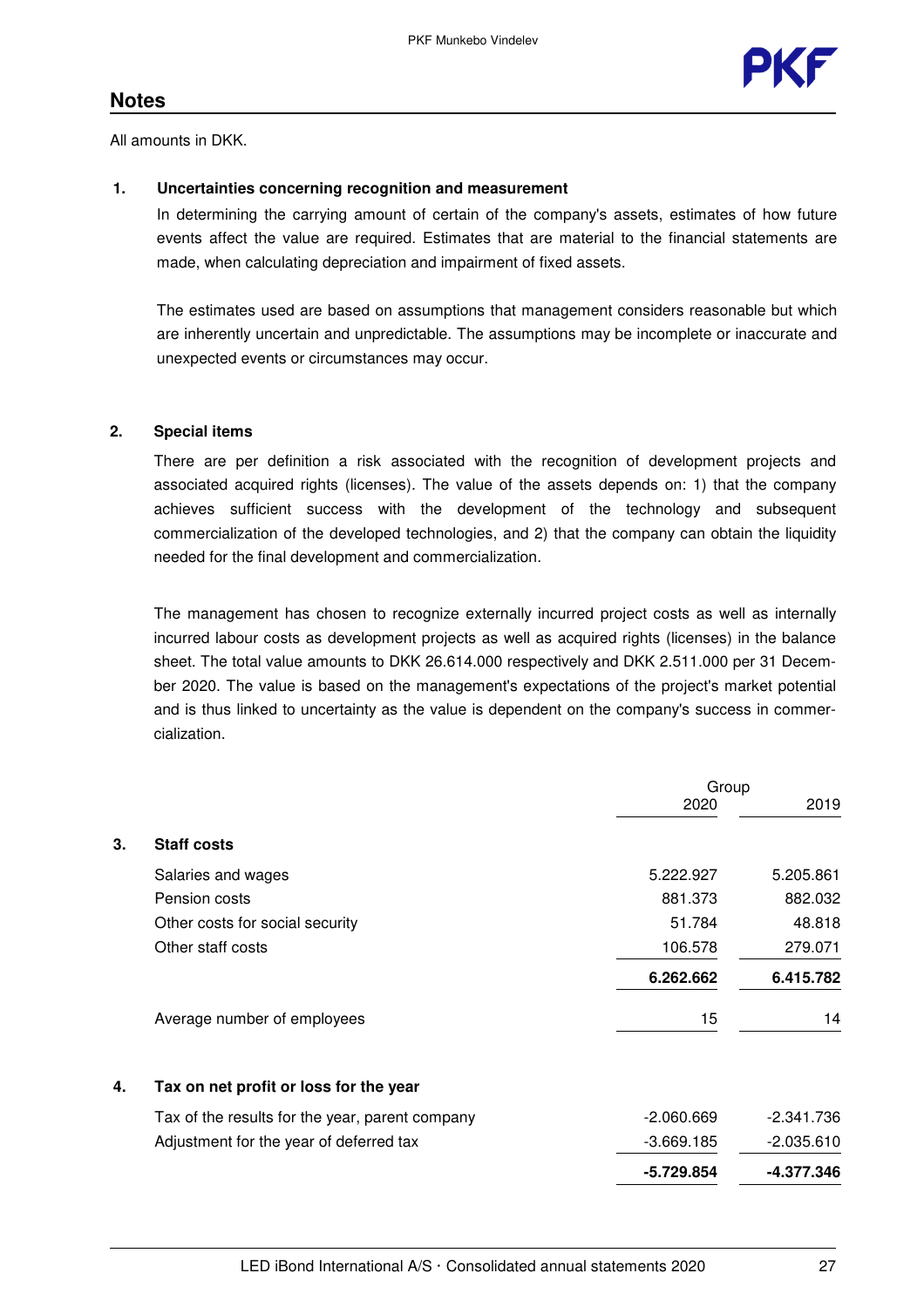## Notes

All amounts in DKK.

**1. Uncertainties concerning recognition and measurement**

In determining the carrying amount of certain of the company's assets, estimates of how future events affect the value are required. Estimates that are material to the financial statements are made, when calculating depreciation and impairment of fixed assets.

The estimates used are based on assumptions that management considers reasonable but which are inherently uncertain and unpredictable. The assumptions may be incomplete or inaccurate and unexpected events or circumstances may occur.

**2. Special items**

There are per definition a risk associated with the recognition of development projects and associated acquired rights (licenses). The value of the assets depends on: 1) that the company achieves sufficient success with the development of the technology and subsequent commercialization of the developed technologies, and 2) that the company can obtain the liquidity needed for the final development and commercialization.

The management has chosen to recognize externally incurred project costs as well as internally incurred labour costs as development projects as well as acquired rights (licenses) in the balance sheet. The total value amounts to DKK 26.614.000 respectively and DKK 2.511.000 per 31 December 2020. The value is based on the management's expectations of the project's market potential and is thus linked to uncertainty as the value is dependent on the company's success in commercialization.

| | | Group | |
|---|---|---|---|
| | | 2020 | 2019 |
| **3.** | **Staff costs** | | |
| | Salaries and wages | 5.222.927 | 5.205.861 |
| | Pension costs | 881.373 | 882.032 |
| | Other costs for social security | 51.784 | 48.818 |
| | Other staff costs | 106.578 | 279.071 |
| | | **6.262.662** | **6.415.782** |
| | Average number of employees | 15 | 14 |
| **4.** | **Tax on net profit or loss for the year** | | |
| | Tax of the results for the year, parent company | -2.060.669 | -2.341.736 |
| | Adjustment for the year of deferred tax | -3.669.185 | -2.035.610 |
| | | **-5.729.854** | **-4.377.346** |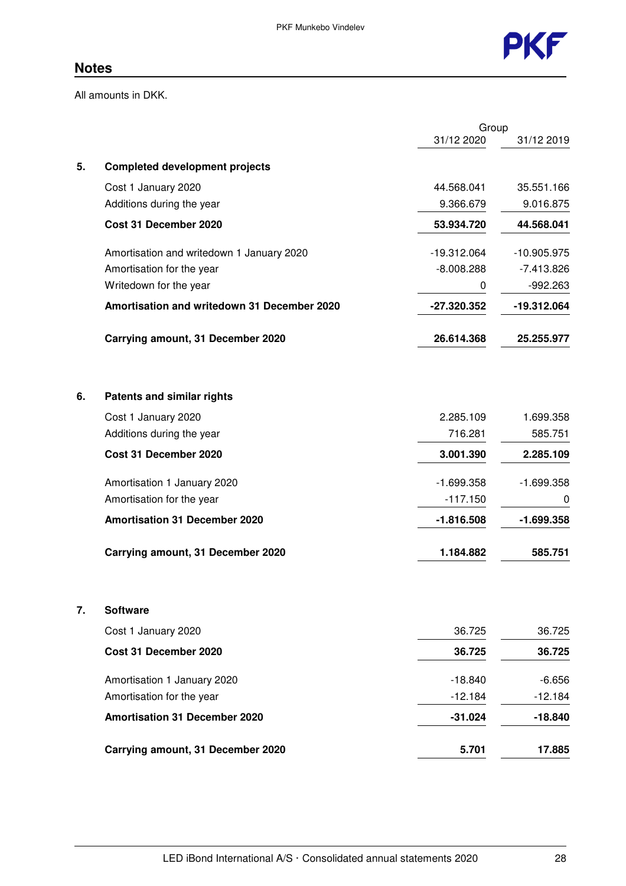## Notes

All amounts in DKK.

| | | Group | |
|---|---|---|---|
| | | 31/12 2020 | 31/12 2019 |
| **5.** | **Completed development projects** | | |
| | Cost 1 January 2020 | 44.568.041 | 35.551.166 |
| | Additions during the year | 9.366.679 | 9.016.875 |
| | **Cost 31 December 2020** | **53.934.720** | **44.568.041** |
| | Amortisation and writedown 1 January 2020 | -19.312.064 | -10.905.975 |
| | Amortisation for the year | -8.008.288 | -7.413.826 |
| | Writedown for the year | 0 | -992.263 |
| | **Amortisation and writedown 31 December 2020** | **-27.320.352** | **-19.312.064** |
| | **Carrying amount, 31 December 2020** | **26.614.368** | **25.255.977** |
| **6.** | **Patents and similar rights** | | |
| | Cost 1 January 2020 | 2.285.109 | 1.699.358 |
| | Additions during the year | 716.281 | 585.751 |
| | **Cost 31 December 2020** | **3.001.390** | **2.285.109** |
| | Amortisation 1 January 2020 | -1.699.358 | -1.699.358 |
| | Amortisation for the year | -117.150 | 0 |
| | **Amortisation 31 December 2020** | **-1.816.508** | **-1.699.358** |
| | **Carrying amount, 31 December 2020** | **1.184.882** | **585.751** |
| **7.** | **Software** | | |
| | Cost 1 January 2020 | 36.725 | 36.725 |
| | **Cost 31 December 2020** | **36.725** | **36.725** |
| | Amortisation 1 January 2020 | -18.840 | -6.656 |
| | Amortisation for the year | -12.184 | -12.184 |
| | **Amortisation 31 December 2020** | **-31.024** | **-18.840** |
| | **Carrying amount, 31 December 2020** | **5.701** | **17.885** |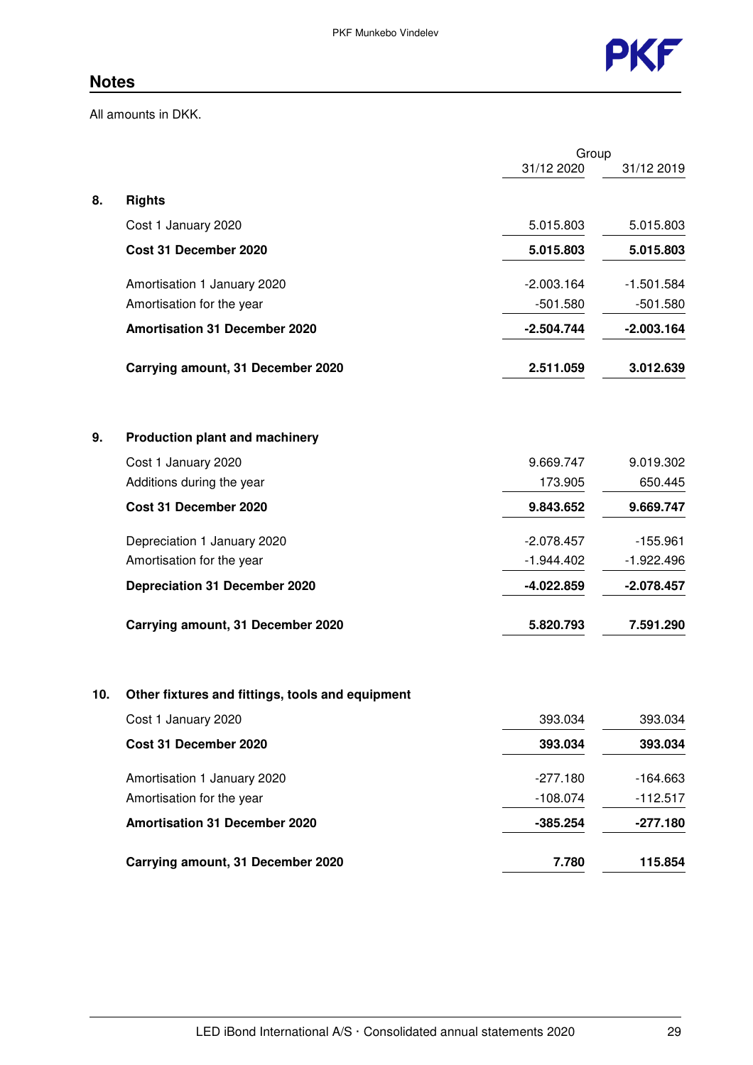## Notes

All amounts in DKK.

| | | Group | |
|---|---|---|---|
| | | 31/12 2020 | 31/12 2019 |
| **8.** | **Rights** | | |
| | Cost 1 January 2020 | 5.015.803 | 5.015.803 |
| | **Cost 31 December 2020** | **5.015.803** | **5.015.803** |
| | Amortisation 1 January 2020 | -2.003.164 | -1.501.584 |
| | Amortisation for the year | -501.580 | -501.580 |
| | **Amortisation 31 December 2020** | **-2.504.744** | **-2.003.164** |
| | **Carrying amount, 31 December 2020** | **2.511.059** | **3.012.639** |
| **9.** | **Production plant and machinery** | | |
| | Cost 1 January 2020 | 9.669.747 | 9.019.302 |
| | Additions during the year | 173.905 | 650.445 |
| | **Cost 31 December 2020** | **9.843.652** | **9.669.747** |
| | Depreciation 1 January 2020 | -2.078.457 | -155.961 |
| | Amortisation for the year | -1.944.402 | -1.922.496 |
| | **Depreciation 31 December 2020** | **-4.022.859** | **-2.078.457** |
| | **Carrying amount, 31 December 2020** | **5.820.793** | **7.591.290** |
| **10.** | **Other fixtures and fittings, tools and equipment** | | |
| | Cost 1 January 2020 | 393.034 | 393.034 |
| | **Cost 31 December 2020** | **393.034** | **393.034** |
| | Amortisation 1 January 2020 | -277.180 | -164.663 |
| | Amortisation for the year | -108.074 | -112.517 |
| | **Amortisation 31 December 2020** | **-385.254** | **-277.180** |
| | **Carrying amount, 31 December 2020** | **7.780** | **115.854** |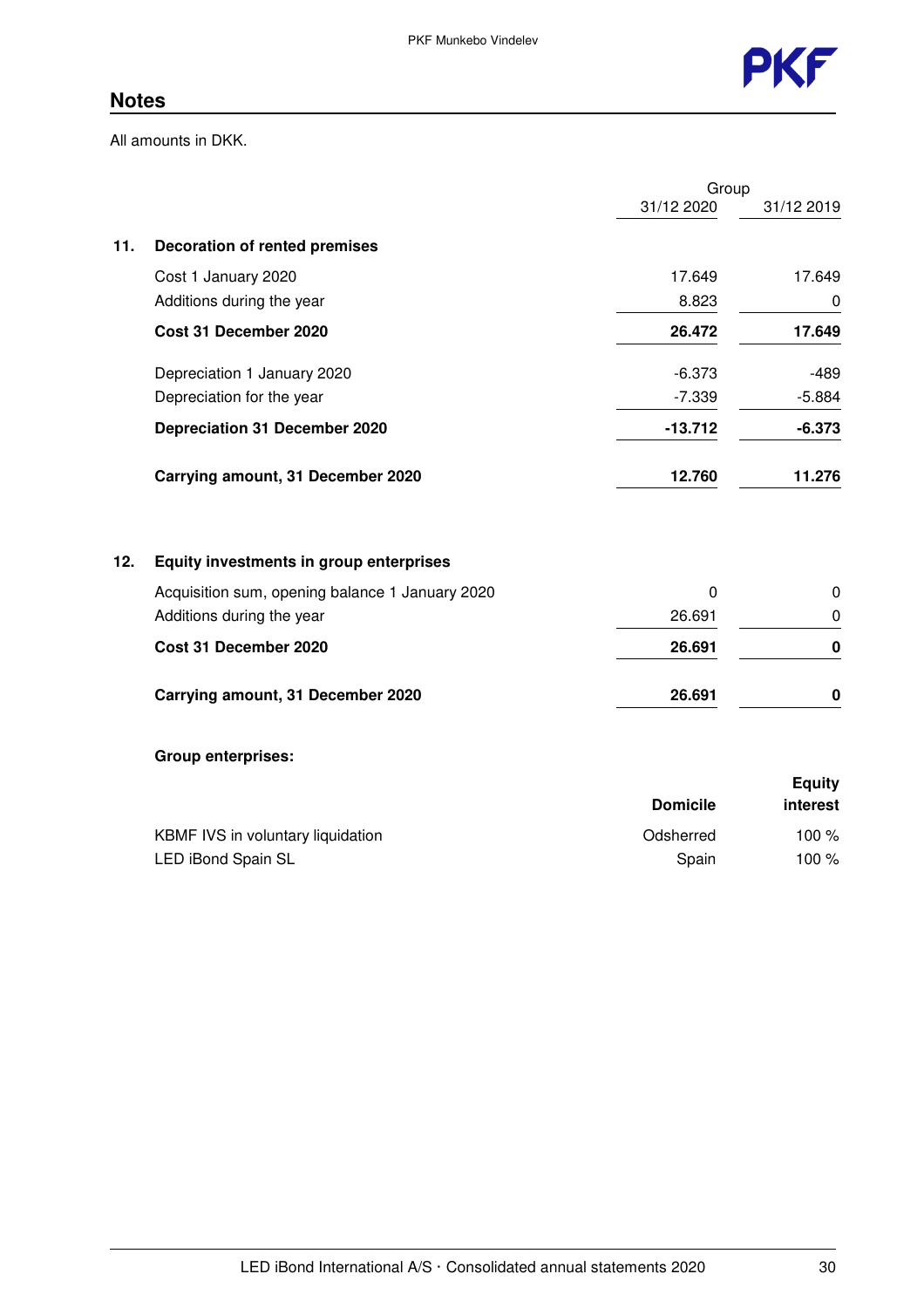## Notes

All amounts in DKK.

| | | Group | |
|---|---|---|---|
| | | 31/12 2020 | 31/12 2019 |
| **11.** | **Decoration of rented premises** | | |
| | Cost 1 January 2020 | 17.649 | 17.649 |
| | Additions during the year | 8.823 | 0 |
| | **Cost 31 December 2020** | **26.472** | **17.649** |
| | Depreciation 1 January 2020 | -6.373 | -489 |
| | Depreciation for the year | -7.339 | -5.884 |
| | **Depreciation 31 December 2020** | **-13.712** | **-6.373** |
| | **Carrying amount, 31 December 2020** | **12.760** | **11.276** |
| **12.** | **Equity investments in group enterprises** | | |
| | Acquisition sum, opening balance 1 January 2020 | 0 | 0 |
| | Additions during the year | 26.691 | 0 |
| | **Cost 31 December 2020** | **26.691** | **0** |
| | **Carrying amount, 31 December 2020** | **26.691** | **0** |

**Group enterprises:**

| | Domicile | Equity interest |
|---|---|---|
| KBMF IVS in voluntary liquidation | Odsherred | 100 % |
| LED iBond Spain SL | Spain | 100 % |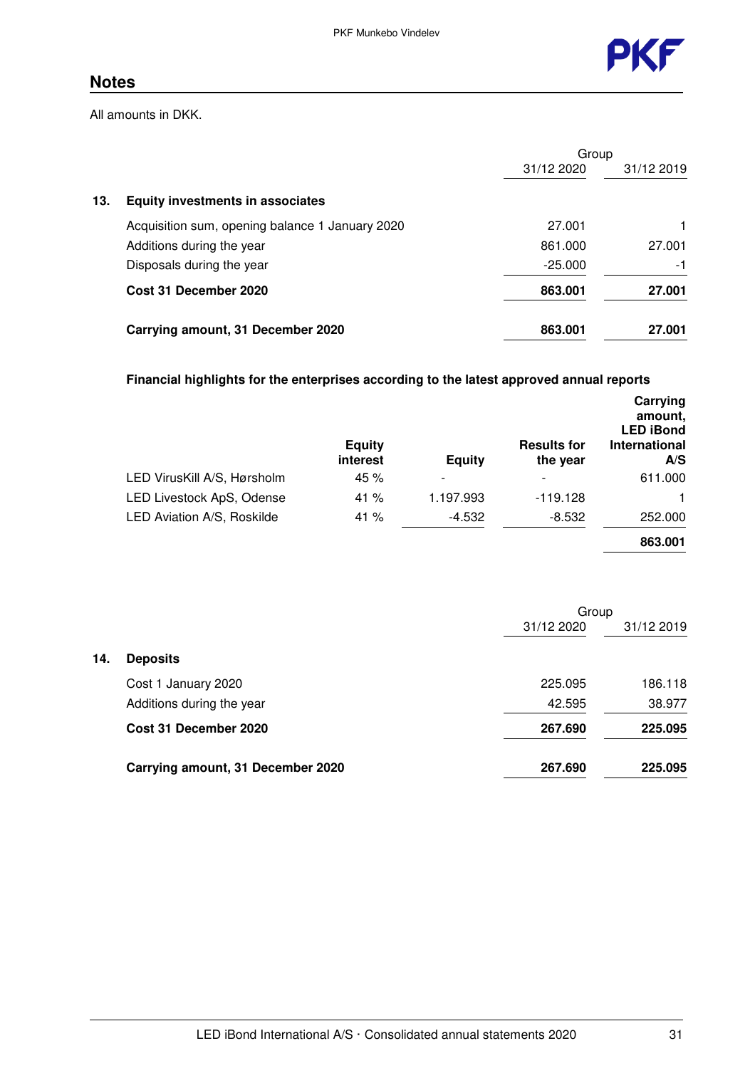## Notes

All amounts in DKK.

| | | Group | |
|---|---|---|---|
| | | 31/12 2020 | 31/12 2019 |
| **13.** | **Equity investments in associates** | | |
| | Acquisition sum, opening balance 1 January 2020 | 27.001 | 1 |
| | Additions during the year | 861.000 | 27.001 |
| | Disposals during the year | -25.000 | -1 |
| | **Cost 31 December 2020** | **863.001** | **27.001** |
| | **Carrying amount, 31 December 2020** | **863.001** | **27.001** |

**Financial highlights for the enterprises according to the latest approved annual reports**

| | Equity interest | Equity | Results for the year | Carrying amount, LED iBond International A/S |
|---|---|---|---|---|
| LED VirusKill A/S, Hørsholm | 45 % | - | - | 611.000 |
| LED Livestock ApS, Odense | 41 % | 1.197.993 | -119.128 | 1 |
| LED Aviation A/S, Roskilde | 41 % | -4.532 | -8.532 | 252.000 |
| | | | | **863.001** |

| | | Group | |
|---|---|---|---|
| | | 31/12 2020 | 31/12 2019 |
| **14.** | **Deposits** | | |
| | Cost 1 January 2020 | 225.095 | 186.118 |
| | Additions during the year | 42.595 | 38.977 |
| | **Cost 31 December 2020** | **267.690** | **225.095** |
| | **Carrying amount, 31 December 2020** | **267.690** | **225.095** |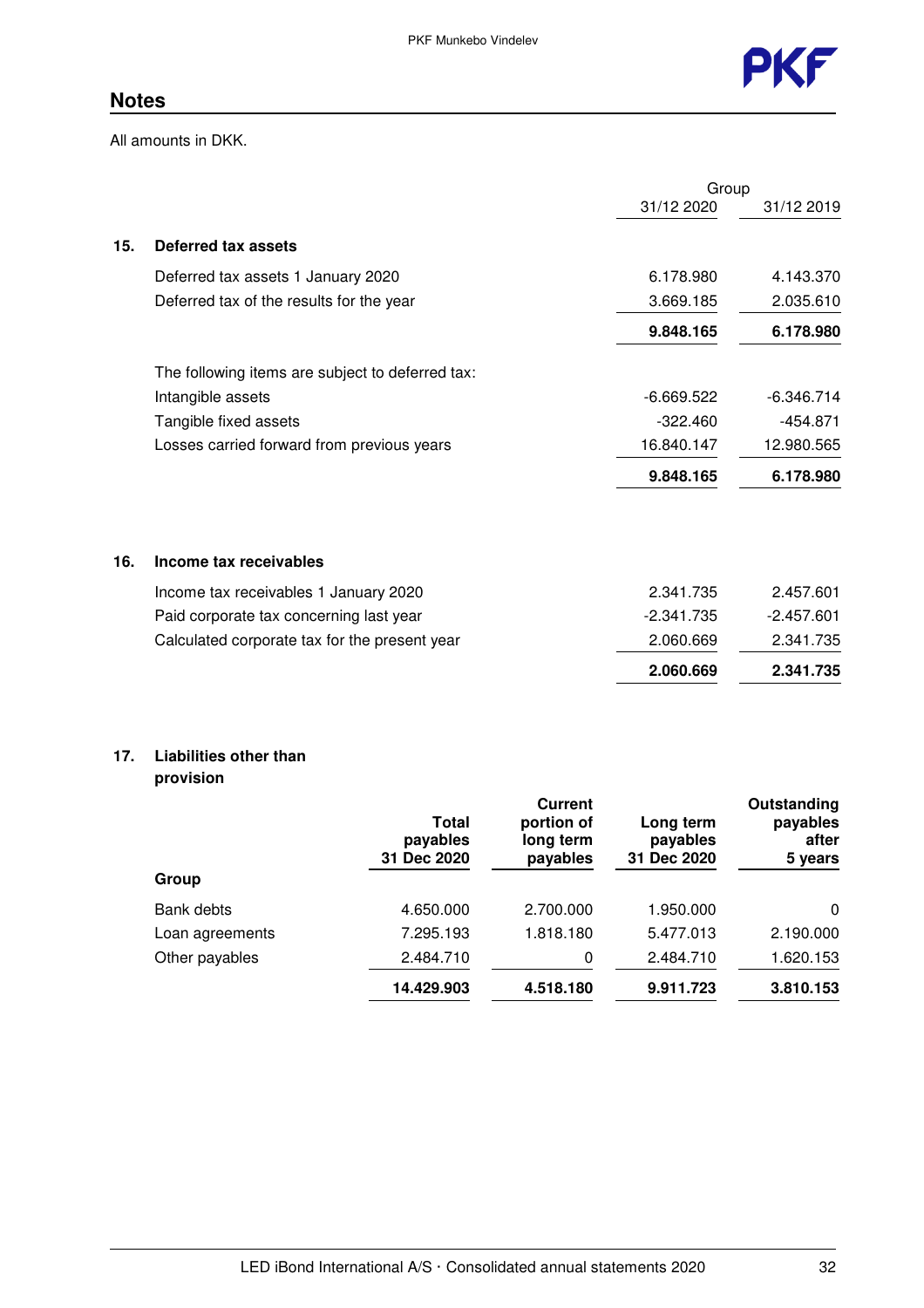## Notes

All amounts in DKK.

| | | Group 31/12 2020 | 31/12 2019 |
|---|---|---|---|
| **15.** | **Deferred tax assets** | | |
| | Deferred tax assets 1 January 2020 | 6.178.980 | 4.143.370 |
| | Deferred tax of the results for the year | 3.669.185 | 2.035.610 |
| | | **9.848.165** | **6.178.980** |
| | The following items are subject to deferred tax: | | |
| | Intangible assets | -6.669.522 | -6.346.714 |
| | Tangible fixed assets | -322.460 | -454.871 |
| | Losses carried forward from previous years | 16.840.147 | 12.980.565 |
| | | **9.848.165** | **6.178.980** |
| **16.** | **Income tax receivables** | | |
| | Income tax receivables 1 January 2020 | 2.341.735 | 2.457.601 |
| | Paid corporate tax concerning last year | -2.341.735 | -2.457.601 |
| | Calculated corporate tax for the present year | 2.060.669 | 2.341.735 |
| | | **2.060.669** | **2.341.735** |

**17. Liabilities other than provision**

| Group | Total payables 31 Dec 2020 | Current portion of long term payables | Long term payables 31 Dec 2020 | Outstanding payables after 5 years |
|---|---|---|---|---|
| Bank debts | 4.650.000 | 2.700.000 | 1.950.000 | 0 |
| Loan agreements | 7.295.193 | 1.818.180 | 5.477.013 | 2.190.000 |
| Other payables | 2.484.710 | 0 | 2.484.710 | 1.620.153 |
| | **14.429.903** | **4.518.180** | **9.911.723** | **3.810.153** |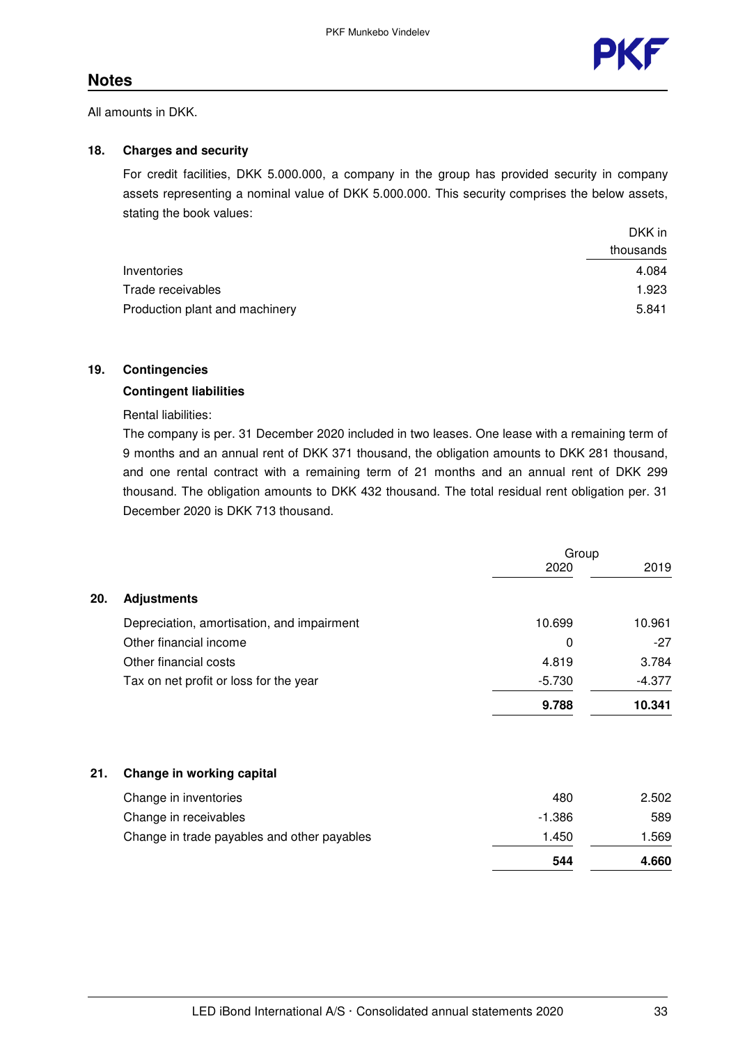# Notes

All amounts in DKK.

**18. Charges and security**

For credit facilities, DKK 5.000.000, a company in the group has provided security in company assets representing a nominal value of DKK 5.000.000. This security comprises the below assets, stating the book values:

| | DKK in thousands |
|---|---|
| Inventories | 4.084 |
| Trade receivables | 1.923 |
| Production plant and machinery | 5.841 |

**19. Contingencies**

**Contingent liabilities**

Rental liabilities:

The company is per. 31 December 2020 included in two leases. One lease with a remaining term of 9 months and an annual rent of DKK 371 thousand, the obligation amounts to DKK 281 thousand, and one rental contract with a remaining term of 21 months and an annual rent of DKK 299 thousand. The obligation amounts to DKK 432 thousand. The total residual rent obligation per. 31 December 2020 is DKK 713 thousand.

| | Group 2020 | 2019 |
|---|---|---|
| **20. Adjustments** | | |
| Depreciation, amortisation, and impairment | 10.699 | 10.961 |
| Other financial income | 0 | -27 |
| Other financial costs | 4.819 | 3.784 |
| Tax on net profit or loss for the year | -5.730 | -4.377 |
| | **9.788** | **10.341** |

| | Group 2020 | 2019 |
|---|---|---|
| **21. Change in working capital** | | |
| Change in inventories | 480 | 2.502 |
| Change in receivables | -1.386 | 589 |
| Change in trade payables and other payables | 1.450 | 1.569 |
| | **544** | **4.660** |